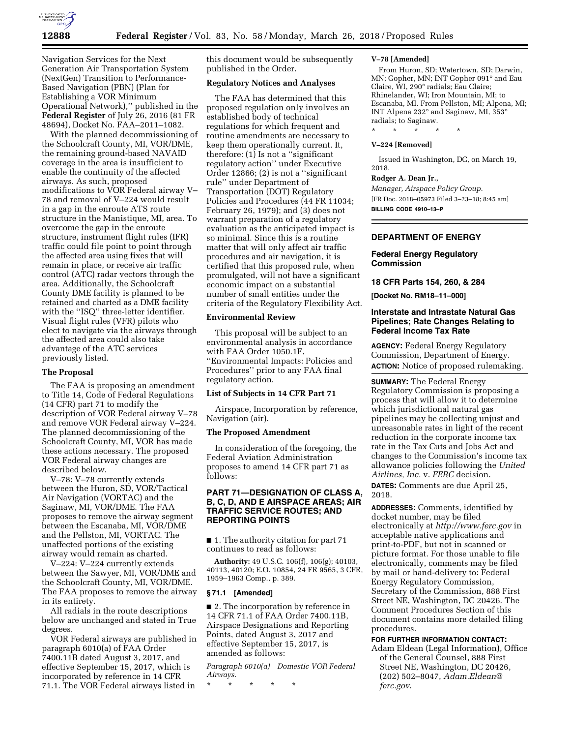Navigation Services for the Next Generation Air Transportation System (NextGen) Transition to Performance-Based Navigation (PBN) (Plan for Establishing a VOR Minimum Operational Network),'' published in the **Federal Register** of July 26, 2016 (81 FR 48694), Docket No. FAA–2011–1082.

With the planned decommissioning of the Schoolcraft County, MI, VOR/DME, the remaining ground-based NAVAID coverage in the area is insufficient to enable the continuity of the affected airways. As such, proposed modifications to VOR Federal airway V–78 and removal of V–224 would result in a gap in the enroute ATS route structure in the Manistique, MI, area. To overcome the gap in the enroute structure, instrument flight rules (IFR) traffic could file point to point through the affected area using fixes that will remain in place, or receive air traffic control (ATC) radar vectors through the area. Additionally, the Schoolcraft County DME facility is planned to be retained and charted as a DME facility with the ''ISQ'' three-letter identifier. Visual flight rules (VFR) pilots who elect to navigate via the airways through the affected area could also take advantage of the ATC services previously listed.

### The Proposal

The FAA is proposing an amendment to Title 14, Code of Federal Regulations (14 CFR) part 71 to modify the description of VOR Federal airway V–78 and remove VOR Federal airway V–224. The planned decommissioning of the Schoolcraft County, MI, VOR has made these actions necessary. The proposed VOR Federal airway changes are described below.

V–78: V–78 currently extends between the Huron, SD, VOR/Tactical Air Navigation (VORTAC) and the Saginaw, MI, VOR/DME. The FAA proposes to remove the airway segment between the Escanaba, MI, VOR/DME and the Pellston, MI, VORTAC. The unaffected portions of the existing airway would remain as charted.

V–224: V–224 currently extends between the Sawyer, MI, VOR/DME and the Schoolcraft County, MI, VOR/DME. The FAA proposes to remove the airway in its entirety.

All radials in the route descriptions below are unchanged and stated in True degrees.

VOR Federal airways are published in paragraph 6010(a) of FAA Order 7400.11B dated August 3, 2017, and effective September 15, 2017, which is incorporated by reference in 14 CFR 71.1. The VOR Federal airways listed in this document would be subsequently published in the Order.

### Regulatory Notices and Analyses

The FAA has determined that this proposed regulation only involves an established body of technical regulations for which frequent and routine amendments are necessary to keep them operationally current. It, therefore: (1) Is not a ''significant regulatory action'' under Executive Order 12866; (2) is not a ''significant rule'' under Department of Transportation (DOT) Regulatory Policies and Procedures (44 FR 11034; February 26, 1979); and (3) does not warrant preparation of a regulatory evaluation as the anticipated impact is so minimal. Since this is a routine matter that will only affect air traffic procedures and air navigation, it is certified that this proposed rule, when promulgated, will not have a significant economic impact on a substantial number of small entities under the criteria of the Regulatory Flexibility Act.

### Environmental Review

This proposal will be subject to an environmental analysis in accordance with FAA Order 1050.1F, ''Environmental Impacts: Policies and Procedures'' prior to any FAA final regulatory action.

### List of Subjects in 14 CFR Part 71

Airspace, Incorporation by reference, Navigation (air).

### The Proposed Amendment

In consideration of the foregoing, the Federal Aviation Administration proposes to amend 14 CFR part 71 as follows:

### PART 71—DESIGNATION OF CLASS A, B, C, D, AND E AIRSPACE AREAS; AIR TRAFFIC SERVICE ROUTES; AND REPORTING POINTS

■ 1. The authority citation for part 71 continues to read as follows:

**Authority:** 49 U.S.C. 106(f), 106(g); 40103, 40113, 40120; E.O. 10854, 24 FR 9565, 3 CFR, 1959–1963 Comp., p. 389.

### § 71.1 [Amended]

■ 2. The incorporation by reference in 14 CFR 71.1 of FAA Order 7400.11B, Airspace Designations and Reporting Points, dated August 3, 2017 and effective September 15, 2017, is amended as follows:

*Paragraph 6010(a) Domestic VOR Federal Airways.*

\* \* \* \* \*

**V–78 [Amended]**

From Huron, SD; Watertown, SD; Darwin, MN; Gopher, MN; INT Gopher 091° and Eau Claire, WI, 290° radials; Eau Claire; Rhinelander, WI; Iron Mountain, MI; to Escanaba, MI. From Pellston, MI; Alpena, MI; INT Alpena 232° and Saginaw, MI, 353° radials; to Saginaw.

\* \* \* \* \*

**V–224 [Removed]**

Issued in Washington, DC, on March 19, 2018.

**Rodger A. Dean Jr.,**

*Manager, Airspace Policy Group.*

[FR Doc. 2018–05973 Filed 3–23–18; 8:45 am]

**BILLING CODE 4910–13–P**

---

## DEPARTMENT OF ENERGY

### Federal Energy Regulatory Commission

### 18 CFR Parts 154, 260, & 284

**[Docket No. RM18–11–000]**

### Interstate and Intrastate Natural Gas Pipelines; Rate Changes Relating to Federal Income Tax Rate

**AGENCY:** Federal Energy Regulatory Commission, Department of Energy.

**ACTION:** Notice of proposed rulemaking.

**SUMMARY:** The Federal Energy Regulatory Commission is proposing a process that will allow it to determine which jurisdictional natural gas pipelines may be collecting unjust and unreasonable rates in light of the recent reduction in the corporate income tax rate in the Tax Cuts and Jobs Act and changes to the Commission's income tax allowance policies following the *United Airlines, Inc.* v. *FERC* decision.

**DATES:** Comments are due April 25, 2018.

**ADDRESSES:** Comments, identified by docket number, may be filed electronically at *http://www.ferc.gov* in acceptable native applications and print-to-PDF, but not in scanned or picture format. For those unable to file electronically, comments may be filed by mail or hand-delivery to: Federal Energy Regulatory Commission, Secretary of the Commission, 888 First Street NE, Washington, DC 20426. The Comment Procedures Section of this document contains more detailed filing procedures.

**FOR FURTHER INFORMATION CONTACT:**

Adam Eldean (Legal Information), Office of the General Counsel, 888 First Street NE, Washington, DC 20426, (202) 502–8047, *Adam.Eldean@ferc.gov*.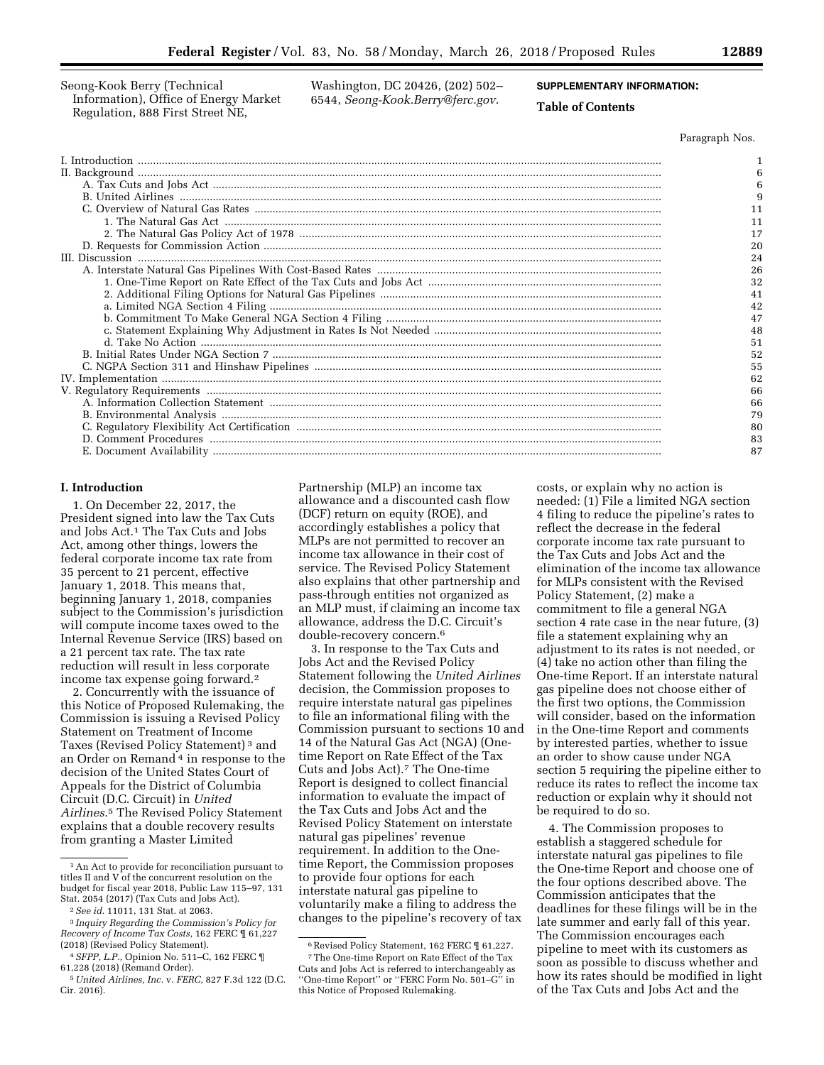Seong-Kook Berry (Technical Information), Office of Energy Market Regulation, 888 First Street NE, Washington, DC 20426, (202) 502–6544, *Seong-Kook.Berry@ferc.gov.*

**SUPPLEMENTARY INFORMATION:**

**Table of Contents**

| | Paragraph Nos. |
|---|---|
| I. Introduction | 1 |
| II. Background | 6 |
| A. Tax Cuts and Jobs Act | 6 |
| B. United Airlines | 9 |
| C. Overview of Natural Gas Rates | 11 |
| 1. The Natural Gas Act | 11 |
| 2. The Natural Gas Policy Act of 1978 | 17 |
| D. Requests for Commission Action | 20 |
| III. Discussion | 24 |
| A. Interstate Natural Gas Pipelines With Cost-Based Rates | 26 |
| 1. One-Time Report on Rate Effect of the Tax Cuts and Jobs Act | 32 |
| 2. Additional Filing Options for Natural Gas Pipelines | 41 |
| a. Limited NGA Section 4 Filing | 42 |
| b. Commitment To Make General NGA Section 4 Filing | 47 |
| c. Statement Explaining Why Adjustment in Rates Is Not Needed | 48 |
| d. Take No Action | 51 |
| B. Initial Rates Under NGA Section 7 | 52 |
| C. NGPA Section 311 and Hinshaw Pipelines | 55 |
| IV. Implementation | 62 |
| V. Regulatory Requirements | 66 |
| A. Information Collection Statement | 66 |
| B. Environmental Analysis | 79 |
| C. Regulatory Flexibility Act Certification | 80 |
| D. Comment Procedures | 83 |
| E. Document Availability | 87 |

## I. Introduction

1. On December 22, 2017, the President signed into law the Tax Cuts and Jobs Act.[1] The Tax Cuts and Jobs Act, among other things, lowers the federal corporate income tax rate from 35 percent to 21 percent, effective January 1, 2018. This means that, beginning January 1, 2018, companies subject to the Commission's jurisdiction will compute income taxes owed to the Internal Revenue Service (IRS) based on a 21 percent tax rate. The tax rate reduction will result in less corporate income tax expense going forward.[2]

2. Concurrently with the issuance of this Notice of Proposed Rulemaking, the Commission is issuing a Revised Policy Statement on Treatment of Income Taxes (Revised Policy Statement)[3] and an Order on Remand[4] in response to the decision of the United States Court of Appeals for the District of Columbia Circuit (D.C. Circuit) in *United Airlines*.[5] The Revised Policy Statement explains that a double recovery results from granting a Master Limited Partnership (MLP) an income tax allowance and a discounted cash flow (DCF) return on equity (ROE), and accordingly establishes a policy that MLPs are not permitted to recover an income tax allowance in their cost of service. The Revised Policy Statement also explains that other partnership and pass-through entities not organized as an MLP must, if claiming an income tax allowance, address the D.C. Circuit's double-recovery concern.[6]

3. In response to the Tax Cuts and Jobs Act and the Revised Policy Statement following the *United Airlines* decision, the Commission proposes to require interstate natural gas pipelines to file an informational filing with the Commission pursuant to sections 10 and 14 of the Natural Gas Act (NGA) (One-time Report on Rate Effect of the Tax Cuts and Jobs Act).[7] The One-time Report is designed to collect financial information to evaluate the impact of the Tax Cuts and Jobs Act and the Revised Policy Statement on interstate natural gas pipelines' revenue requirement. In addition to the One-time Report, the Commission proposes to provide four options for each interstate natural gas pipeline to voluntarily make a filing to address the changes to the pipeline's recovery of tax costs, or explain why no action is needed: (1) File a limited NGA section 4 filing to reduce the pipeline's rates to reflect the decrease in the federal corporate income tax rate pursuant to the Tax Cuts and Jobs Act and the elimination of the income tax allowance for MLPs consistent with the Revised Policy Statement, (2) make a commitment to file a general NGA section 4 rate case in the near future, (3) file a statement explaining why an adjustment to its rates is not needed, or (4) take no action other than filing the One-time Report. If an interstate natural gas pipeline does not choose either of the first two options, the Commission will consider, based on the information in the One-time Report and comments by interested parties, whether to issue an order to show cause under NGA section 5 requiring the pipeline either to reduce its rates to reflect the income tax reduction or explain why it should not be required to do so.

4. The Commission proposes to establish a staggered schedule for interstate natural gas pipelines to file the One-time Report and choose one of the four options described above. The Commission anticipates that the deadlines for these filings will be in the late summer and early fall of this year. The Commission encourages each pipeline to meet with its customers as soon as possible to discuss whether and how its rates should be modified in light of the Tax Cuts and Jobs Act and the

---

[1] An Act to provide for reconciliation pursuant to titles II and V of the concurrent resolution on the budget for fiscal year 2018, Public Law 115–97, 131 Stat. 2054 (2017) (Tax Cuts and Jobs Act).

[2] *See id.* 11011, 131 Stat. at 2063.

[3] *Inquiry Regarding the Commission's Policy for Recovery of Income Tax Costs,* 162 FERC ¶ 61,227 (2018) (Revised Policy Statement).

[4] *SFPP, L.P.,* Opinion No. 511–C, 162 FERC ¶ 61,228 (2018) (Remand Order).

[5] *United Airlines, Inc.* v. *FERC,* 827 F.3d 122 (D.C. Cir. 2016).

[6] Revised Policy Statement, 162 FERC ¶ 61,227.

[7] The One-time Report on Rate Effect of the Tax Cuts and Jobs Act is referred to interchangeably as ''One-time Report'' or ''FERC Form No. 501–G'' in this Notice of Proposed Rulemaking.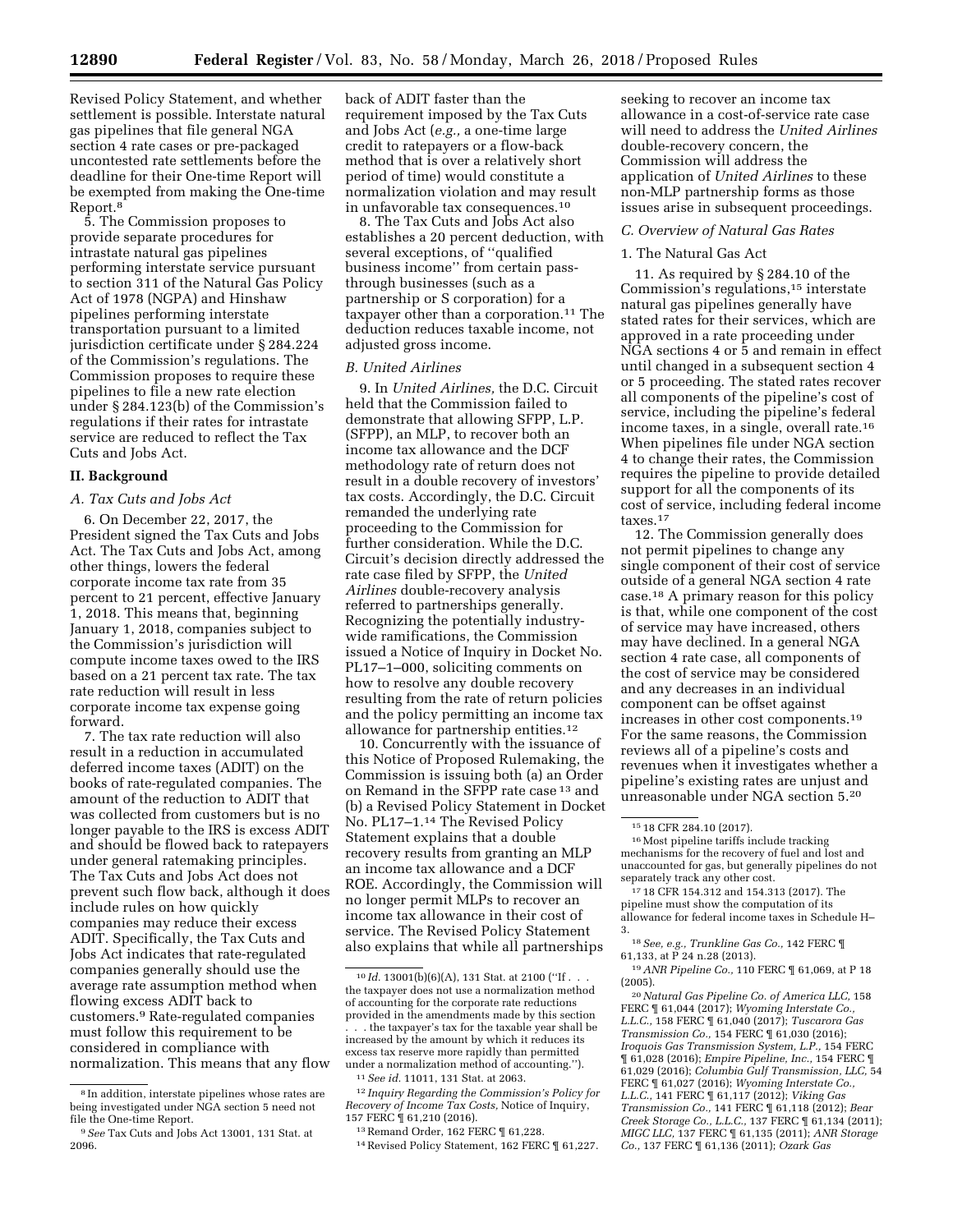Revised Policy Statement, and whether settlement is possible. Interstate natural gas pipelines that file general NGA section 4 rate cases or pre-packaged uncontested rate settlements before the deadline for their One-time Report will be exempted from making the One-time Report.[8]

5. The Commission proposes to provide separate procedures for intrastate natural gas pipelines performing interstate service pursuant to section 311 of the Natural Gas Policy Act of 1978 (NGPA) and Hinshaw pipelines performing interstate transportation pursuant to a limited jurisdiction certificate under § 284.224 of the Commission's regulations. The Commission proposes to require these pipelines to file a new rate election under § 284.123(b) of the Commission's regulations if their rates for intrastate service are reduced to reflect the Tax Cuts and Jobs Act.

## II. Background

### *A. Tax Cuts and Jobs Act*

6. On December 22, 2017, the President signed the Tax Cuts and Jobs Act. The Tax Cuts and Jobs Act, among other things, lowers the federal corporate income tax rate from 35 percent to 21 percent, effective January 1, 2018. This means that, beginning January 1, 2018, companies subject to the Commission's jurisdiction will compute income taxes owed to the IRS based on a 21 percent tax rate. The tax rate reduction will result in less corporate income tax expense going forward.

7. The tax rate reduction will also result in a reduction in accumulated deferred income taxes (ADIT) on the books of rate-regulated companies. The amount of the reduction to ADIT that was collected from customers but is no longer payable to the IRS is excess ADIT and should be flowed back to ratepayers under general ratemaking principles. The Tax Cuts and Jobs Act does not prevent such flow back, although it does include rules on how quickly companies may reduce their excess ADIT. Specifically, the Tax Cuts and Jobs Act indicates that rate-regulated companies generally should use the average rate assumption method when flowing excess ADIT back to customers.[9] Rate-regulated companies must follow this requirement to be considered in compliance with normalization. This means that any flow back of ADIT faster than the requirement imposed by the Tax Cuts and Jobs Act (*e.g.,* a one-time large credit to ratepayers or a flow-back method that is over a relatively short period of time) would constitute a normalization violation and may result in unfavorable tax consequences.[10]

8. The Tax Cuts and Jobs Act also establishes a 20 percent deduction, with several exceptions, of "qualified business income" from certain pass-through businesses (such as a partnership or S corporation) for a taxpayer other than a corporation.[11] The deduction reduces taxable income, not adjusted gross income.

### *B. United Airlines*

9. In *United Airlines,* the D.C. Circuit held that the Commission failed to demonstrate that allowing SFPP, L.P. (SFPP), an MLP, to recover both an income tax allowance and the DCF methodology rate of return does not result in a double recovery of investors' tax costs. Accordingly, the D.C. Circuit remanded the underlying rate proceeding to the Commission for further consideration. While the D.C. Circuit's decision directly addressed the rate case filed by SFPP, the *United Airlines* double-recovery analysis referred to partnerships generally. Recognizing the potentially industry-wide ramifications, the Commission issued a Notice of Inquiry in Docket No. PL17–1–000, soliciting comments on how to resolve any double recovery resulting from the rate of return policies and the policy permitting an income tax allowance for partnership entities.[12]

10. Concurrently with the issuance of this Notice of Proposed Rulemaking, the Commission is issuing both (a) an Order on Remand in the SFPP rate case [13] and (b) a Revised Policy Statement in Docket No. PL17–1.[14] The Revised Policy Statement explains that a double recovery results from granting an MLP an income tax allowance and a DCF ROE. Accordingly, the Commission will no longer permit MLPs to recover an income tax allowance in their cost of service. The Revised Policy Statement also explains that while all partnerships seeking to recover an income tax allowance in a cost-of-service rate case will need to address the *United Airlines* double-recovery concern, the Commission will address the application of *United Airlines* to these non-MLP partnership forms as those issues arise in subsequent proceedings.

### *C. Overview of Natural Gas Rates*

#### 1. The Natural Gas Act

11. As required by § 284.10 of the Commission's regulations,[15] interstate natural gas pipelines generally have stated rates for their services, which are approved in a rate proceeding under NGA sections 4 or 5 and remain in effect until changed in a subsequent section 4 or 5 proceeding. The stated rates recover all components of the pipeline's cost of service, including the pipeline's federal income taxes, in a single, overall rate.[16] When pipelines file under NGA section 4 to change their rates, the Commission requires the pipeline to provide detailed support for all the components of its cost of service, including federal income taxes.[17]

12. The Commission generally does not permit pipelines to change any single component of their cost of service outside of a general NGA section 4 rate case.[18] A primary reason for this policy is that, while one component of the cost of service may have increased, others may have declined. In a general NGA section 4 rate case, all components of the cost of service may be considered and any decreases in an individual component can be offset against increases in other cost components.[19] For the same reasons, the Commission reviews all of a pipeline's costs and revenues when it investigates whether a pipeline's existing rates are unjust and unreasonable under NGA section 5.[20]

---

[8] In addition, interstate pipelines whose rates are being investigated under NGA section 5 need not file the One-time Report.

[9] *See* Tax Cuts and Jobs Act 13001, 131 Stat. at 2096.

[10] *Id.* 13001(b)(6)(A), 131 Stat. at 2100 ("If . . . the taxpayer does not use a normalization method of accounting for the corporate rate reductions provided in the amendments made by this section . . . the taxpayer's tax for the taxable year shall be increased by the amount by which it reduces its excess tax reserve more rapidly than permitted under a normalization method of accounting.").

[11] *See id.* 11011, 131 Stat. at 2063.

[12] *Inquiry Regarding the Commission's Policy for Recovery of Income Tax Costs,* Notice of Inquiry, 157 FERC ¶ 61,210 (2016).

[13] Remand Order, 162 FERC ¶ 61,228.

[14] Revised Policy Statement, 162 FERC ¶ 61,227.

[15] 18 CFR 284.10 (2017).

[16] Most pipeline tariffs include tracking mechanisms for the recovery of fuel and lost and unaccounted for gas, but generally pipelines do not separately track any other cost.

[17] 18 CFR 154.312 and 154.313 (2017). The pipeline must show the computation of its allowance for federal income taxes in Schedule H–3.

[18] *See, e.g., Trunkline Gas Co.,* 142 FERC ¶ 61,133, at P 24 n.28 (2013).

[19] *ANR Pipeline Co.,* 110 FERC ¶ 61,069, at P 18 (2005).

[20] *Natural Gas Pipeline Co. of America LLC,* 158 FERC ¶ 61,044 (2017); *Wyoming Interstate Co., L.L.C.,* 158 FERC ¶ 61,040 (2017); *Tuscarora Gas Transmission Co.,* 154 FERC ¶ 61,030 (2016); *Iroquois Gas Transmission System, L.P.,* 154 FERC ¶ 61,028 (2016); *Empire Pipeline, Inc.,* 154 FERC ¶ 61,029 (2016); *Columbia Gulf Transmission, LLC,* 54 FERC ¶ 61,027 (2016); *Wyoming Interstate Co., L.L.C.,* 141 FERC ¶ 61,117 (2012); *Viking Gas Transmission Co.,* 141 FERC ¶ 61,118 (2012); *Bear Creek Storage Co., L.L.C.,* 137 FERC ¶ 61,134 (2011); *MIGC LLC,* 137 FERC ¶ 61,135 (2011); *ANR Storage Co.,* 137 FERC ¶ 61,136 (2011); *Ozark Gas*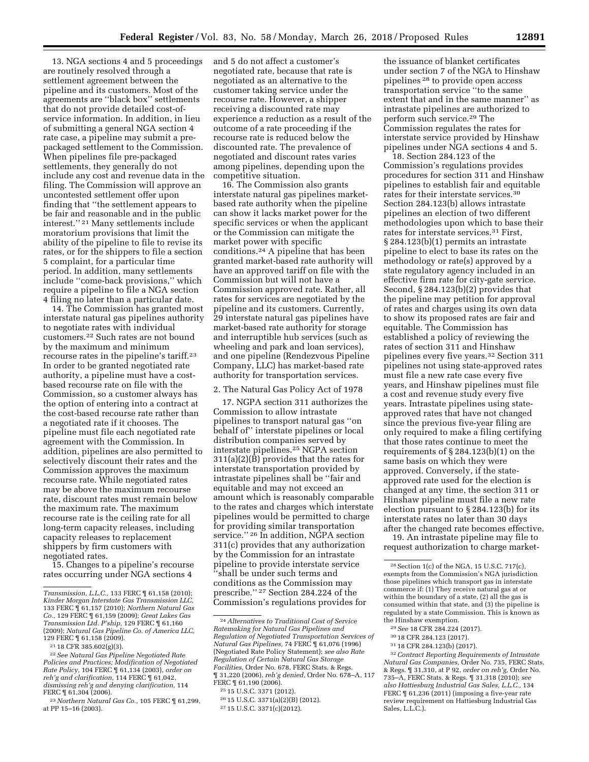13. NGA sections 4 and 5 proceedings are routinely resolved through a settlement agreement between the pipeline and its customers. Most of the agreements are ''black box'' settlements that do not provide detailed cost-of-service information. In addition, in lieu of submitting a general NGA section 4 rate case, a pipeline may submit a pre-packaged settlement to the Commission. When pipelines file pre-packaged settlements, they generally do not include any cost and revenue data in the filing. The Commission will approve an uncontested settlement offer upon finding that ''the settlement appears to be fair and reasonable and in the public interest.'' [21] Many settlements include moratorium provisions that limit the ability of the pipeline to file to revise its rates, or for the shippers to file a section 5 complaint, for a particular time period. In addition, many settlements include ''come-back provisions,'' which require a pipeline to file a NGA section 4 filing no later than a particular date.

14. The Commission has granted most interstate natural gas pipelines authority to negotiate rates with individual customers.[22] Such rates are not bound by the maximum and minimum recourse rates in the pipeline's tariff.[23] In order to be granted negotiated rate authority, a pipeline must have a cost-based recourse rate on file with the Commission, so a customer always has the option of entering into a contract at the cost-based recourse rate rather than a negotiated rate if it chooses. The pipeline must file each negotiated rate agreement with the Commission. In addition, pipelines are also permitted to selectively discount their rates and the Commission approves the maximum recourse rate. While negotiated rates may be above the maximum recourse rate, discount rates must remain below the maximum rate. The maximum recourse rate is the ceiling rate for all long-term capacity releases, including capacity releases to replacement shippers by firm customers with negotiated rates.

15. Changes to a pipeline's recourse rates occurring under NGA sections 4 and 5 do not affect a customer's negotiated rate, because that rate is negotiated as an alternative to the customer taking service under the recourse rate. However, a shipper receiving a discounted rate may experience a reduction as a result of the outcome of a rate proceeding if the recourse rate is reduced below the discounted rate. The prevalence of negotiated and discount rates varies among pipelines, depending upon the competitive situation.

16. The Commission also grants interstate natural gas pipelines market-based rate authority when the pipeline can show it lacks market power for the specific services or when the applicant or the Commission can mitigate the market power with specific conditions.[24] A pipeline that has been granted market-based rate authority will have an approved tariff on file with the Commission but will not have a Commission approved rate. Rather, all rates for services are negotiated by the pipeline and its customers. Currently, 29 interstate natural gas pipelines have market-based rate authority for storage and interruptible hub services (such as wheeling and park and loan services), and one pipeline (Rendezvous Pipeline Company, LLC) has market-based rate authority for transportation services.

### 2. The Natural Gas Policy Act of 1978

17. NGPA section 311 authorizes the Commission to allow intrastate pipelines to transport natural gas ''on behalf of'' interstate pipelines or local distribution companies served by interstate pipelines.[25] NGPA section 311(a)(2)(B) provides that the rates for interstate transportation provided by intrastate pipelines shall be ''fair and equitable and may not exceed an amount which is reasonably comparable to the rates and charges which interstate pipelines would be permitted to charge for providing similar transportation service.'' [26] In addition, NGPA section 311(c) provides that any authorization by the Commission for an intrastate pipeline to provide interstate service ''shall be under such terms and conditions as the Commission may prescribe.'' [27] Section 284.224 of the Commission's regulations provides for the issuance of blanket certificates under section 7 of the NGA to Hinshaw pipelines [28] to provide open access transportation service ''to the same extent that and in the same manner'' as intrastate pipelines are authorized to perform such service.[29] The Commission regulates the rates for interstate service provided by Hinshaw pipelines under NGA sections 4 and 5.

18. Section 284.123 of the Commission's regulations provides procedures for section 311 and Hinshaw pipelines to establish fair and equitable rates for their interstate services.[30] Section 284.123(b) allows intrastate pipelines an election of two different methodologies upon which to base their rates for interstate services.[31] First, § 284.123(b)(1) permits an intrastate pipeline to elect to base its rates on the methodology or rate(s) approved by a state regulatory agency included in an effective firm rate for city-gate service. Second, § 284.123(b)(2) provides that the pipeline may petition for approval of rates and charges using its own data to show its proposed rates are fair and equitable. The Commission has established a policy of reviewing the rates of section 311 and Hinshaw pipelines every five years.[32] Section 311 pipelines not using state-approved rates must file a new rate case every five years, and Hinshaw pipelines must file a cost and revenue study every five years. Intrastate pipelines using state-approved rates that have not changed since the previous five-year filing are only required to make a filing certifying that those rates continue to meet the requirements of § 284.123(b)(1) on the same basis on which they were approved. Conversely, if the state-approved rate used for the election is changed at any time, the section 311 or Hinshaw pipeline must file a new rate election pursuant to § 284.123(b) for its interstate rates no later than 30 days after the changed rate becomes effective.

19. An intrastate pipeline may file to request authorization to charge market-

---

*Transmission, L.L.C.,* 133 FERC ¶ 61,158 (2010); *Kinder Morgan Interstate Gas Transmission LLC,* 133 FERC ¶ 61,157 (2010); *Northern Natural Gas Co.,* 129 FERC ¶ 61,159 (2009); *Great Lakes Gas Transmission Ltd. P'ship,* 129 FERC ¶ 61,160 (2009); *Natural Gas Pipeline Co. of America LLC,* 129 FERC ¶ 61,158 (2009).

[21] 18 CFR 385.602(g)(3).

[22] *See Natural Gas Pipeline Negotiated Rate Policies and Practices; Modification of Negotiated Rate Policy,* 104 FERC ¶ 61,134 (2003), *order on reh'g and clarification,* 114 FERC ¶ 61,042, *dismissing reh'g and denying clarification,* 114 FERC ¶ 61,304 (2006).

[23] *Northern Natural Gas Co.,* 105 FERC ¶ 61,299, at PP 15–16 (2003).

[24] *Alternatives to Traditional Cost of Service Ratemaking for Natural Gas Pipelines and Regulation of Negotiated Transportation Services of Natural Gas Pipelines,* 74 FERC ¶ 61,076 (1996) (Negotiated Rate Policy Statement); *see also Rate Regulation of Certain Natural Gas Storage Facilities,* Order No. 678, FERC Stats. & Regs. ¶ 31,220 (2006), *reh'g denied,* Order No. 678–A, 117 FERC ¶ 61,190 (2006).

[25] 15 U.S.C. 3371 (2012).

[26] 15 U.S.C. 3371(a)(2)(B) (2012).

[27] 15 U.S.C. 3371(c)(2012).

[28] Section 1(c) of the NGA, 15 U.S.C. 717(c), exempts from the Commission's NGA jurisdiction those pipelines which transport gas in interstate commerce if: (1) They receive natural gas at or within the boundary of a state, (2) all the gas is consumed within that state, and (3) the pipeline is regulated by a state Commission. This is known as the Hinshaw exemption.

[29] *See* 18 CFR 284.224 (2017).

[30] 18 CFR 284.123 (2017).

[31] 18 CFR 284.123(b) (2017).

[32] *Contract Reporting Requirements of Intrastate Natural Gas Companies,* Order No. 735, FERC Stats. & Regs. ¶ 31,310, at P 92, *order on reh'g,* Order No. 735–A, FERC Stats. & Regs. ¶ 31,318 (2010); *see also Hattiesburg Industrial Gas Sales, L.L.C.,* 134 FERC ¶ 61,236 (2011) (imposing a five-year rate review requirement on Hattiesburg Industrial Gas Sales, L.L.C.).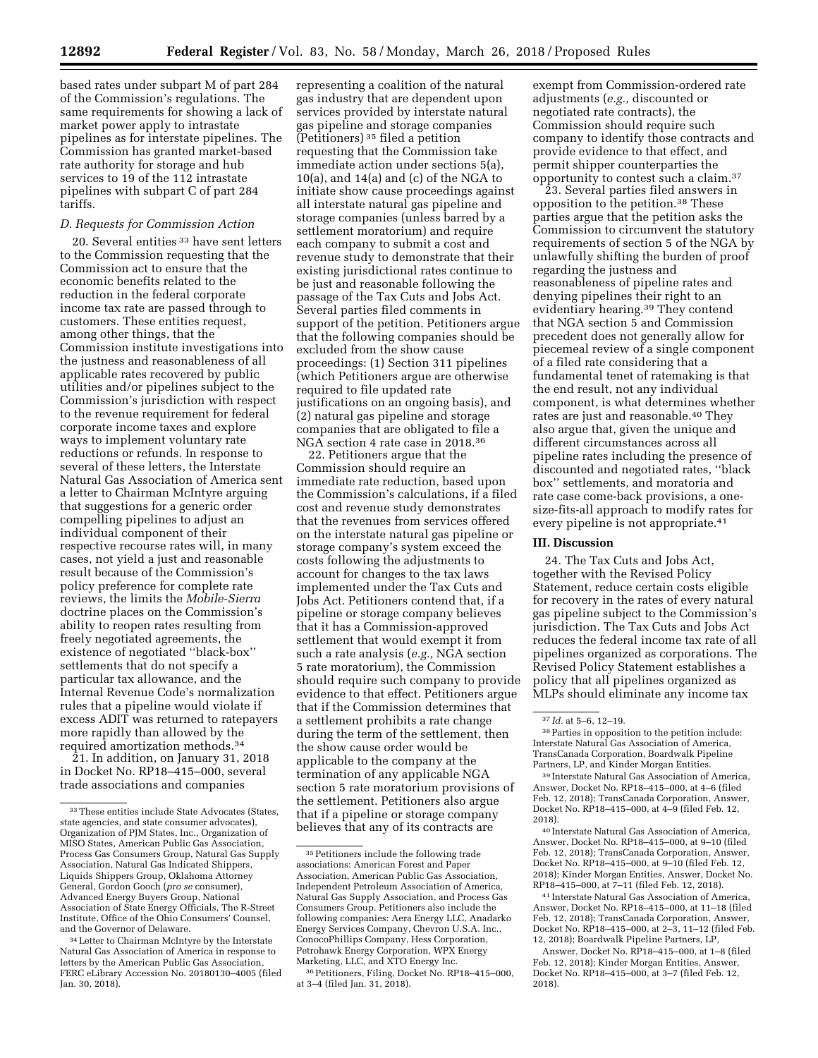based rates under subpart M of part 284 of the Commission's regulations. The same requirements for showing a lack of market power apply to intrastate pipelines as for interstate pipelines. The Commission has granted market-based rate authority for storage and hub services to 19 of the 112 intrastate pipelines with subpart C of part 284 tariffs.

### *D. Requests for Commission Action*

20. Several entities [33] have sent letters to the Commission requesting that the Commission act to ensure that the economic benefits related to the reduction in the federal corporate income tax rate are passed through to customers. These entities request, among other things, that the Commission institute investigations into the justness and reasonableness of all applicable rates recovered by public utilities and/or pipelines subject to the Commission's jurisdiction with respect to the revenue requirement for federal corporate income taxes and explore ways to implement voluntary rate reductions or refunds. In response to several of these letters, the Interstate Natural Gas Association of America sent a letter to Chairman McIntyre arguing that suggestions for a generic order compelling pipelines to adjust an individual component of their respective recourse rates will, in many cases, not yield a just and reasonable result because of the Commission's policy preference for complete rate reviews, the limits the *Mobile-Sierra* doctrine places on the Commission's ability to reopen rates resulting from freely negotiated agreements, the existence of negotiated "black-box" settlements that do not specify a particular tax allowance, and the Internal Revenue Code's normalization rules that a pipeline would violate if excess ADIT was returned to ratepayers more rapidly than allowed by the required amortization methods.[34]

21. In addition, on January 31, 2018 in Docket No. RP18–415–000, several trade associations and companies representing a coalition of the natural gas industry that are dependent upon services provided by interstate natural gas pipeline and storage companies (Petitioners) [35] filed a petition requesting that the Commission take immediate action under sections 5(a), 10(a), and 14(a) and (c) of the NGA to initiate show cause proceedings against all interstate natural gas pipeline and storage companies (unless barred by a settlement moratorium) and require each company to submit a cost and revenue study to demonstrate that their existing jurisdictional rates continue to be just and reasonable following the passage of the Tax Cuts and Jobs Act. Several parties filed comments in support of the petition. Petitioners argue that the following companies should be excluded from the show cause proceedings: (1) Section 311 pipelines (which Petitioners argue are otherwise required to file updated rate justifications on an ongoing basis), and (2) natural gas pipeline and storage companies that are obligated to file a NGA section 4 rate case in 2018.[36]

22. Petitioners argue that the Commission should require an immediate rate reduction, based upon the Commission's calculations, if a filed cost and revenue study demonstrates that the revenues from services offered on the interstate natural gas pipeline or storage company's system exceed the costs following the adjustments to account for changes to the tax laws implemented under the Tax Cuts and Jobs Act. Petitioners contend that, if a pipeline or storage company believes that it has a Commission-approved settlement that would exempt it from such a rate analysis (*e.g.,* NGA section 5 rate moratorium), the Commission should require such company to provide evidence to that effect. Petitioners argue that if the Commission determines that a settlement prohibits a rate change during the term of the settlement, then the show cause order would be applicable to the company at the termination of any applicable NGA section 5 rate moratorium provisions of the settlement. Petitioners also argue that if a pipeline or storage company believes that any of its contracts are exempt from Commission-ordered rate adjustments (*e.g.,* discounted or negotiated rate contracts), the Commission should require such company to identify those contracts and provide evidence to that effect, and permit shipper counterparties the opportunity to contest such a claim.[37]

23. Several parties filed answers in opposition to the petition.[38] These parties argue that the petition asks the Commission to circumvent the statutory requirements of section 5 of the NGA by unlawfully shifting the burden of proof regarding the justness and reasonableness of pipeline rates and denying pipelines their right to an evidentiary hearing.[39] They contend that NGA section 5 and Commission precedent does not generally allow for piecemeal review of a single component of a filed rate considering that a fundamental tenet of ratemaking is that the end result, not any individual component, is what determines whether rates are just and reasonable.[40] They also argue that, given the unique and different circumstances across all pipeline rates including the presence of discounted and negotiated rates, "black box" settlements, and moratoria and rate case come-back provisions, a one-size-fits-all approach to modify rates for every pipeline is not appropriate.[41]

## III. Discussion

24. The Tax Cuts and Jobs Act, together with the Revised Policy Statement, reduce certain costs eligible for recovery in the rates of every natural gas pipeline subject to the Commission's jurisdiction. The Tax Cuts and Jobs Act reduces the federal income tax rate of all pipelines organized as corporations. The Revised Policy Statement establishes a policy that all pipelines organized as MLPs should eliminate any income tax

---

[33] These entities include State Advocates (States, state agencies, and state consumer advocates), Organization of PJM States, Inc., Organization of MISO States, American Public Gas Association, Process Gas Consumers Group, Natural Gas Supply Association, Natural Gas Indicated Shippers, Liquids Shippers Group, Oklahoma Attorney General, Gordon Gooch (*pro se* consumer), Advanced Energy Buyers Group, National Association of State Energy Officials, The R-Street Institute, Office of the Ohio Consumers' Counsel, and the Governor of Delaware.

[34] Letter to Chairman McIntyre by the Interstate Natural Gas Association of America in response to letters by the American Public Gas Association, FERC eLibrary Accession No. 20180130–4005 (filed Jan. 30, 2018).

[35] Petitioners include the following trade associations: American Forest and Paper Association, American Public Gas Association, Independent Petroleum Association of America, Natural Gas Supply Association, and Process Gas Consumers Group. Petitioners also include the following companies: Aera Energy LLC, Anadarko Energy Services Company, Chevron U.S.A. Inc., ConocoPhillips Company, Hess Corporation, Petrohawk Energy Corporation, WPX Energy Marketing, LLC, and XTO Energy Inc.

[36] Petitioners, Filing, Docket No. RP18–415–000, at 3–4 (filed Jan. 31, 2018).

[37] *Id.* at 5–6, 12–19.

[38] Parties in opposition to the petition include: Interstate Natural Gas Association of America, TransCanada Corporation, Boardwalk Pipeline Partners, LP, and Kinder Morgan Entities.

[39] Interstate Natural Gas Association of America, Answer, Docket No. RP18–415–000, at 4–6 (filed Feb. 12, 2018); TransCanada Corporation, Answer, Docket No. RP18–415–000, at 4–9 (filed Feb. 12, 2018).

[40] Interstate Natural Gas Association of America, Answer, Docket No. RP18–415–000, at 9–10 (filed Feb. 12, 2018); TransCanada Corporation, Answer, Docket No. RP18–415–000, at 9–10 (filed Feb. 12, 2018); Kinder Morgan Entities, Answer, Docket No. RP18–415–000, at 7–11 (filed Feb. 12, 2018).

[41] Interstate Natural Gas Association of America, Answer, Docket No. RP18–415–000, at 11–18 (filed Feb. 12, 2018); TransCanada Corporation, Answer, Docket No. RP18–415–000, at 2–3, 11–12 (filed Feb. 12, 2018); Boardwalk Pipeline Partners, LP, Answer, Docket No. RP18–415–000, at 1–8 (filed Feb. 12, 2018); Kinder Morgan Entities, Answer, Docket No. RP18–415–000, at 3–7 (filed Feb. 12, 2018).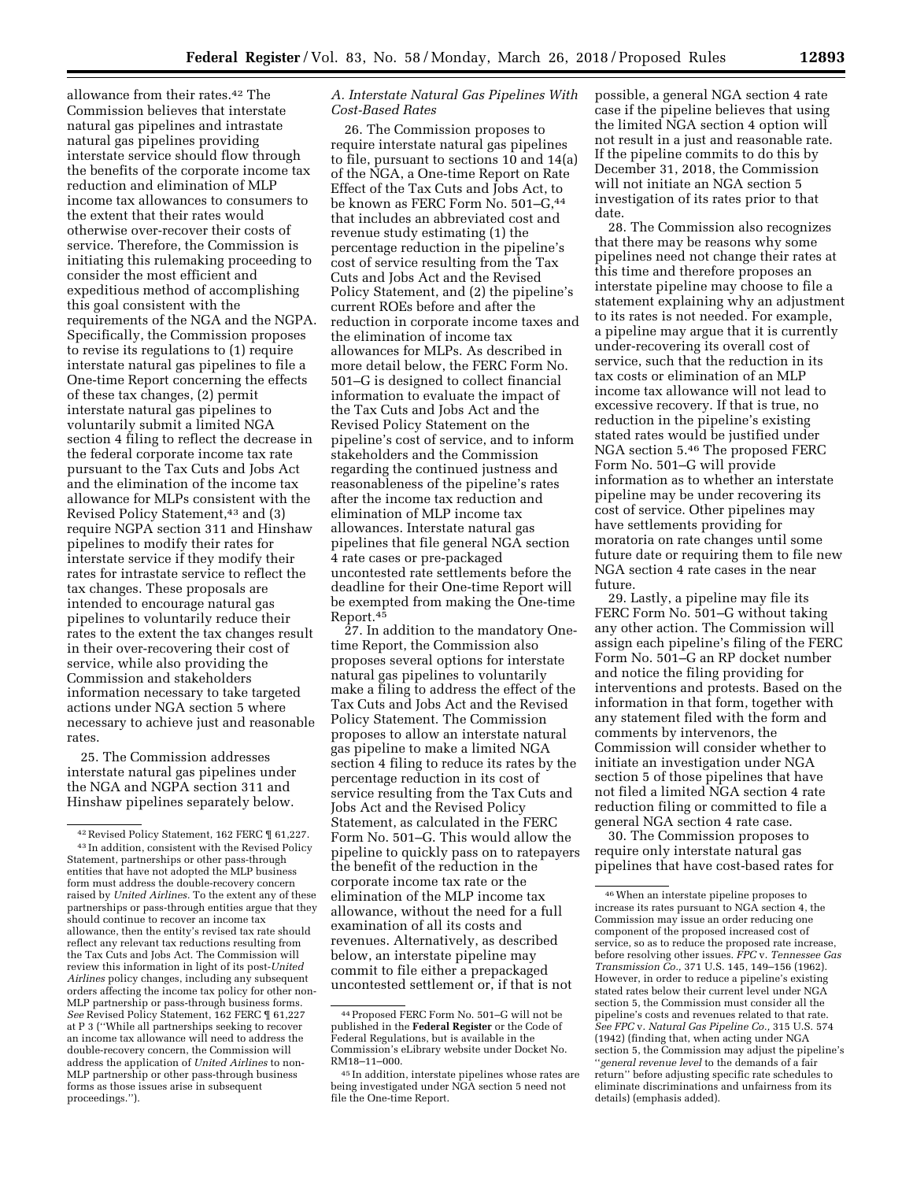allowance from their rates.[42] The Commission believes that interstate natural gas pipelines and intrastate natural gas pipelines providing interstate service should flow through the benefits of the corporate income tax reduction and elimination of MLP income tax allowances to consumers to the extent that their rates would otherwise over-recover their costs of service. Therefore, the Commission is initiating this rulemaking proceeding to consider the most efficient and expeditious method of accomplishing this goal consistent with the requirements of the NGA and the NGPA. Specifically, the Commission proposes to revise its regulations to (1) require interstate natural gas pipelines to file a One-time Report concerning the effects of these tax changes, (2) permit interstate natural gas pipelines to voluntarily submit a limited NGA section 4 filing to reflect the decrease in the federal corporate income tax rate pursuant to the Tax Cuts and Jobs Act and the elimination of the income tax allowance for MLPs consistent with the Revised Policy Statement,[43] and (3) require NGPA section 311 and Hinshaw pipelines to modify their rates for interstate service if they modify their rates for intrastate service to reflect the tax changes. These proposals are intended to encourage natural gas pipelines to voluntarily reduce their rates to the extent the tax changes result in their over-recovering their cost of service, while also providing the Commission and stakeholders information necessary to take targeted actions under NGA section 5 where necessary to achieve just and reasonable rates.

25. The Commission addresses interstate natural gas pipelines under the NGA and NGPA section 311 and Hinshaw pipelines separately below.

### *A. Interstate Natural Gas Pipelines With Cost-Based Rates*

26. The Commission proposes to require interstate natural gas pipelines to file, pursuant to sections 10 and 14(a) of the NGA, a One-time Report on Rate Effect of the Tax Cuts and Jobs Act, to be known as FERC Form No. 501–G,[44] that includes an abbreviated cost and revenue study estimating (1) the percentage reduction in the pipeline's cost of service resulting from the Tax Cuts and Jobs Act and the Revised Policy Statement, and (2) the pipeline's current ROEs before and after the reduction in corporate income taxes and the elimination of income tax allowances for MLPs. As described in more detail below, the FERC Form No. 501–G is designed to collect financial information to evaluate the impact of the Tax Cuts and Jobs Act and the Revised Policy Statement on the pipeline's cost of service, and to inform stakeholders and the Commission regarding the continued justness and reasonableness of the pipeline's rates after the income tax reduction and elimination of MLP income tax allowances. Interstate natural gas pipelines that file general NGA section 4 rate cases or pre-packaged uncontested rate settlements before the deadline for their One-time Report will be exempted from making the One-time Report.[45]

27. In addition to the mandatory One-time Report, the Commission also proposes several options for interstate natural gas pipelines to voluntarily make a filing to address the effect of the Tax Cuts and Jobs Act and the Revised Policy Statement. The Commission proposes to allow an interstate natural gas pipeline to make a limited NGA section 4 filing to reduce its rates by the percentage reduction in its cost of service resulting from the Tax Cuts and Jobs Act and the Revised Policy Statement, as calculated in the FERC Form No. 501–G. This would allow the pipeline to quickly pass on to ratepayers the benefit of the reduction in the corporate income tax rate or the elimination of the MLP income tax allowance, without the need for a full examination of all its costs and revenues. Alternatively, as described below, an interstate pipeline may commit to file either a prepackaged uncontested settlement or, if that is not possible, a general NGA section 4 rate case if the pipeline believes that using the limited NGA section 4 option will not result in a just and reasonable rate. If the pipeline commits to do this by December 31, 2018, the Commission will not initiate an NGA section 5 investigation of its rates prior to that date.

28. The Commission also recognizes that there may be reasons why some pipelines need not change their rates at this time and therefore proposes an interstate pipeline may choose to file a statement explaining why an adjustment to its rates is not needed. For example, a pipeline may argue that it is currently under-recovering its overall cost of service, such that the reduction in its tax costs or elimination of an MLP income tax allowance will not lead to excessive recovery. If that is true, no reduction in the pipeline's existing stated rates would be justified under NGA section 5.[46] The proposed FERC Form No. 501–G will provide information as to whether an interstate pipeline may be under recovering its cost of service. Other pipelines may have settlements providing for moratoria on rate changes until some future date or requiring them to file new NGA section 4 rate cases in the near future.

29. Lastly, a pipeline may file its FERC Form No. 501–G without taking any other action. The Commission will assign each pipeline's filing of the FERC Form No. 501–G an RP docket number and notice the filing providing for interventions and protests. Based on the information in that form, together with any statement filed with the form and comments by intervenors, the Commission will consider whether to initiate an investigation under NGA section 5 of those pipelines that have not filed a limited NGA section 4 rate reduction filing or committed to file a general NGA section 4 rate case.

30. The Commission proposes to require only interstate natural gas pipelines that have cost-based rates for

---

[42] Revised Policy Statement, 162 FERC ¶ 61,227.

[43] In addition, consistent with the Revised Policy Statement, partnerships or other pass-through entities that have not adopted the MLP business form must address the double-recovery concern raised by *United Airlines*. To the extent any of these partnerships or pass-through entities argue that they should continue to recover an income tax allowance, then the entity's revised tax rate should reflect any relevant tax reductions resulting from the Tax Cuts and Jobs Act. The Commission will review this information in light of its post-*United Airlines* policy changes, including any subsequent orders affecting the income tax policy for other non-MLP partnership or pass-through business forms. *See* Revised Policy Statement, 162 FERC ¶ 61,227 at P 3 ("While all partnerships seeking to recover an income tax allowance will need to address the double-recovery concern, the Commission will address the application of *United Airlines* to non-MLP partnership or other pass-through business forms as those issues arise in subsequent proceedings.").

[44] Proposed FERC Form No. 501–G will not be published in the **Federal Register** or the Code of Federal Regulations, but is available in the Commission's eLibrary website under Docket No. RM18–11–000.

[45] In addition, interstate pipelines whose rates are being investigated under NGA section 5 need not file the One-time Report.

[46] When an interstate pipeline proposes to increase its rates pursuant to NGA section 4, the Commission may issue an order reducing one component of the proposed increased cost of service, so as to reduce the proposed rate increase, before resolving other issues. *FPC* v. *Tennessee Gas Transmission Co.,* 371 U.S. 145, 149–156 (1962). However, in order to reduce a pipeline's existing stated rates below their current level under NGA section 5, the Commission must consider all the pipeline's costs and revenues related to that rate. *See FPC* v. *Natural Gas Pipeline Co.,* 315 U.S. 574 (1942) (finding that, when acting under NGA section 5, the Commission may adjust the pipeline's "*general revenue level* to the demands of a fair return" before adjusting specific rate schedules to eliminate discriminations and unfairness from its details) (emphasis added).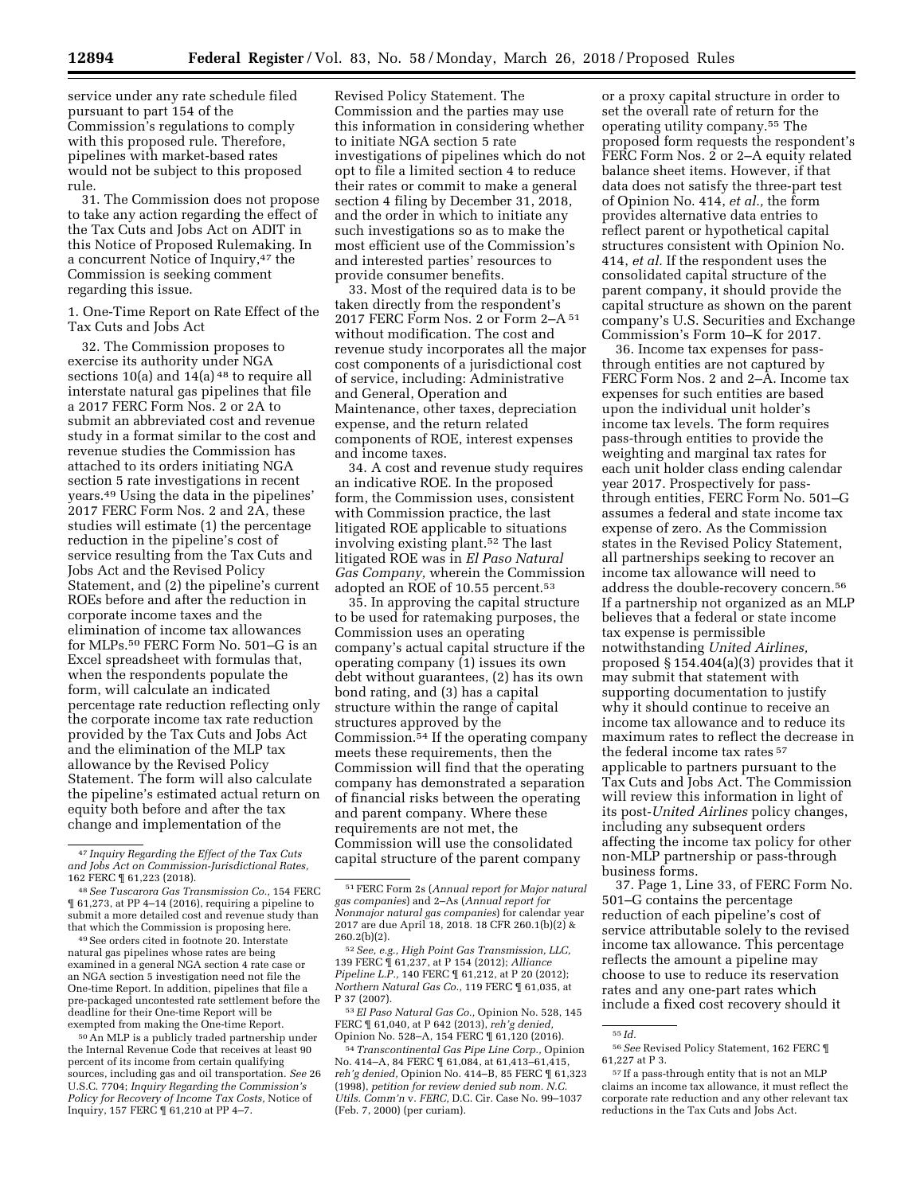service under any rate schedule filed pursuant to part 154 of the Commission's regulations to comply with this proposed rule. Therefore, pipelines with market-based rates would not be subject to this proposed rule.

31. The Commission does not propose to take any action regarding the effect of the Tax Cuts and Jobs Act on ADIT in this Notice of Proposed Rulemaking. In a concurrent Notice of Inquiry,[47] the Commission is seeking comment regarding this issue.

1. One-Time Report on Rate Effect of the Tax Cuts and Jobs Act

32. The Commission proposes to exercise its authority under NGA sections 10(a) and 14(a)[48] to require all interstate natural gas pipelines that file a 2017 FERC Form Nos. 2 or 2A to submit an abbreviated cost and revenue study in a format similar to the cost and revenue studies the Commission has attached to its orders initiating NGA section 5 rate investigations in recent years.[49] Using the data in the pipelines' 2017 FERC Form Nos. 2 and 2A, these studies will estimate (1) the percentage reduction in the pipeline's cost of service resulting from the Tax Cuts and Jobs Act and the Revised Policy Statement, and (2) the pipeline's current ROEs before and after the reduction in corporate income taxes and the elimination of income tax allowances for MLPs.[50] FERC Form No. 501–G is an Excel spreadsheet with formulas that, when the respondents populate the form, will calculate an indicated percentage rate reduction reflecting only the corporate income tax rate reduction provided by the Tax Cuts and Jobs Act and the elimination of the MLP tax allowance by the Revised Policy Statement. The form will also calculate the pipeline's estimated actual return on equity both before and after the tax change and implementation of the Revised Policy Statement. The Commission and the parties may use this information in considering whether to initiate NGA section 5 rate investigations of pipelines which do not opt to file a limited section 4 to reduce their rates or commit to make a general section 4 filing by December 31, 2018, and the order in which to initiate any such investigations so as to make the most efficient use of the Commission's and interested parties' resources to provide consumer benefits.

33. Most of the required data is to be taken directly from the respondent's 2017 FERC Form Nos. 2 or Form 2–A[51] without modification. The cost and revenue study incorporates all the major cost components of a jurisdictional cost of service, including: Administrative and General, Operation and Maintenance, other taxes, depreciation expense, and the return related components of ROE, interest expenses and income taxes.

34. A cost and revenue study requires an indicative ROE. In the proposed form, the Commission uses, consistent with Commission practice, the last litigated ROE applicable to situations involving existing plant.[52] The last litigated ROE was in *El Paso Natural Gas Company,* wherein the Commission adopted an ROE of 10.55 percent.[53]

35. In approving the capital structure to be used for ratemaking purposes, the Commission uses an operating company's actual capital structure if the operating company (1) issues its own debt without guarantees, (2) has its own bond rating, and (3) has a capital structure within the range of capital structures approved by the Commission.[54] If the operating company meets these requirements, then the Commission will find that the operating company has demonstrated a separation of financial risks between the operating and parent company. Where these requirements are not met, the Commission will use the consolidated capital structure of the parent company or a proxy capital structure in order to set the overall rate of return for the operating utility company.[55] The proposed form requests the respondent's FERC Form Nos. 2 or 2–A equity related balance sheet items. However, if that data does not satisfy the three-part test of Opinion No. 414, *et al.,* the form provides alternative data entries to reflect parent or hypothetical capital structures consistent with Opinion No. 414, *et al.* If the respondent uses the consolidated capital structure of the parent company, it should provide the capital structure as shown on the parent company's U.S. Securities and Exchange Commission's Form 10–K for 2017.

36. Income tax expenses for pass-through entities are not captured by FERC Form Nos. 2 and 2–A. Income tax expenses for such entities are based upon the individual unit holder's income tax levels. The form requires pass-through entities to provide the weighting and marginal tax rates for each unit holder class ending calendar year 2017. Prospectively for pass-through entities, FERC Form No. 501–G assumes a federal and state income tax expense of zero. As the Commission states in the Revised Policy Statement, all partnerships seeking to recover an income tax allowance will need to address the double-recovery concern.[56] If a partnership not organized as an MLP believes that a federal or state income tax expense is permissible notwithstanding *United Airlines,* proposed § 154.404(a)(3) provides that it may submit that statement with supporting documentation to justify why it should continue to receive an income tax allowance and to reduce its maximum rates to reflect the decrease in the federal income tax rates[57] applicable to partners pursuant to the Tax Cuts and Jobs Act. The Commission will review this information in light of its post-*United Airlines* policy changes, including any subsequent orders affecting the income tax policy for other non-MLP partnership or pass-through business forms.

37. Page 1, Line 33, of FERC Form No. 501–G contains the percentage reduction of each pipeline's cost of service attributable solely to the revised income tax allowance. This percentage reflects the amount a pipeline may choose to use to reduce its reservation rates and any one-part rates which include a fixed cost recovery should it

---

[47] *Inquiry Regarding the Effect of the Tax Cuts and Jobs Act on Commission-Jurisdictional Rates,* 162 FERC ¶ 61,223 (2018).

[48] *See Tuscarora Gas Transmission Co.,* 154 FERC ¶ 61,273, at PP 4–14 (2016), requiring a pipeline to submit a more detailed cost and revenue study than that which the Commission is proposing here.

[49] See orders cited in footnote 20. Interstate natural gas pipelines whose rates are being examined in a general NGA section 4 rate case or an NGA section 5 investigation need not file the One-time Report. In addition, pipelines that file a pre-packaged uncontested rate settlement before the deadline for their One-time Report will be exempted from making the One-time Report.

[50] An MLP is a publicly traded partnership under the Internal Revenue Code that receives at least 90 percent of its income from certain qualifying sources, including gas and oil transportation. *See* 26 U.S.C. 7704; *Inquiry Regarding the Commission's Policy for Recovery of Income Tax Costs,* Notice of Inquiry, 157 FERC ¶ 61,210 at PP 4–7.

[51] FERC Form 2s (*Annual report for Major natural gas companies*) and 2–As (*Annual report for Nonmajor natural gas companies*) for calendar year 2017 are due April 18, 2018. 18 CFR 260.1(b)(2) & 260.2(b)(2).

[52] *See, e.g., High Point Gas Transmission, LLC,* 139 FERC ¶ 61,237, at P 154 (2012); *Alliance Pipeline L.P.,* 140 FERC ¶ 61,212, at P 20 (2012); *Northern Natural Gas Co.,* 119 FERC ¶ 61,035, at P 37 (2007).

[53] *El Paso Natural Gas Co.,* Opinion No. 528, 145 FERC ¶ 61,040, at P 642 (2013), *reh'g denied,* Opinion No. 528–A, 154 FERC ¶ 61,120 (2016).

[54] *Transcontinental Gas Pipe Line Corp.,* Opinion No. 414–A, 84 FERC ¶ 61,084, at 61,413–61,415, *reh'g denied,* Opinion No. 414–B, 85 FERC ¶ 61,323 (1998), *petition for review denied sub nom. N.C. Utils. Comm'n* v. *FERC,* D.C. Cir. Case No. 99–1037 (Feb. 7, 2000) (per curiam).

[55] *Id.*

[56] *See* Revised Policy Statement, 162 FERC ¶ 61,227 at P 3.

[57] If a pass-through entity that is not an MLP claims an income tax allowance, it must reflect the corporate rate reduction and any other relevant tax reductions in the Tax Cuts and Jobs Act.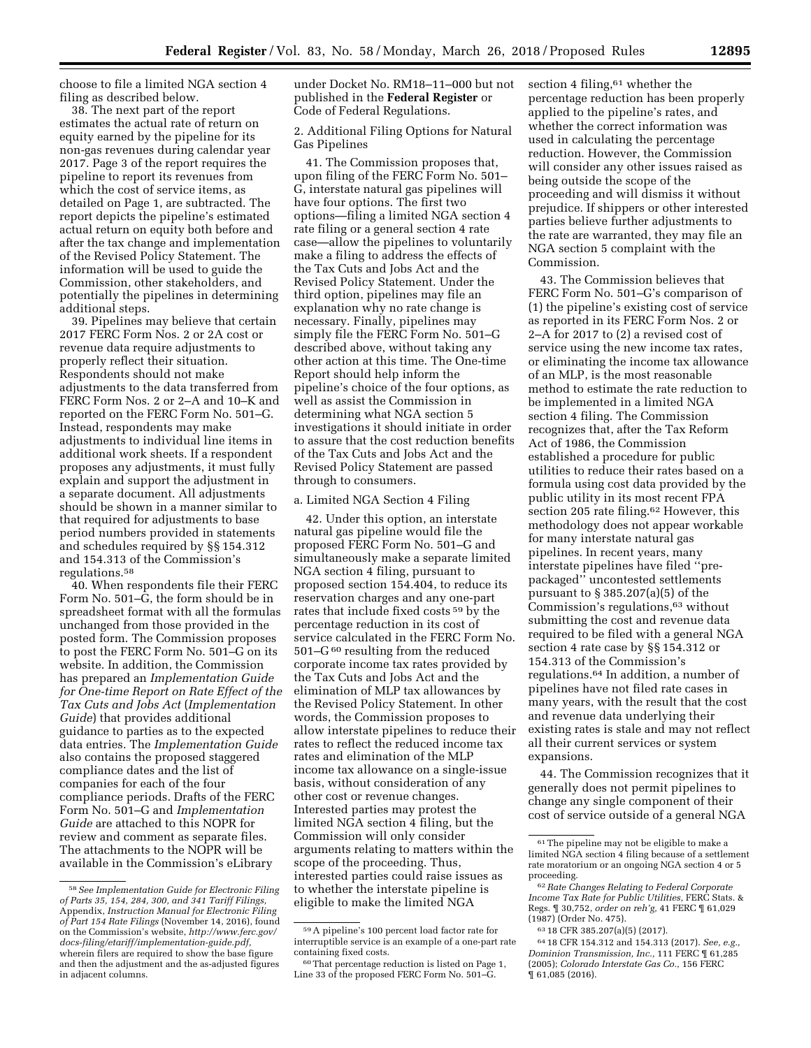choose to file a limited NGA section 4 filing as described below.

38. The next part of the report estimates the actual rate of return on equity earned by the pipeline for its non-gas revenues during calendar year 2017. Page 3 of the report requires the pipeline to report its revenues from which the cost of service items, as detailed on Page 1, are subtracted. The report depicts the pipeline's estimated actual return on equity both before and after the tax change and implementation of the Revised Policy Statement. The information will be used to guide the Commission, other stakeholders, and potentially the pipelines in determining additional steps.

39. Pipelines may believe that certain 2017 FERC Form Nos. 2 or 2A cost or revenue data require adjustments to properly reflect their situation. Respondents should not make adjustments to the data transferred from FERC Form Nos. 2 or 2–A and 10–K and reported on the FERC Form No. 501–G. Instead, respondents may make adjustments to individual line items in additional work sheets. If a respondent proposes any adjustments, it must fully explain and support the adjustment in a separate document. All adjustments should be shown in a manner similar to that required for adjustments to base period numbers provided in statements and schedules required by §§ 154.312 and 154.313 of the Commission's regulations.[58]

40. When respondents file their FERC Form No. 501–G, the form should be in spreadsheet format with all the formulas unchanged from those provided in the posted form. The Commission proposes to post the FERC Form No. 501–G on its website. In addition, the Commission has prepared an *Implementation Guide for One-time Report on Rate Effect of the Tax Cuts and Jobs Act* (*Implementation Guide*) that provides additional guidance to parties as to the expected data entries. The *Implementation Guide* also contains the proposed staggered compliance dates and the list of companies for each of the four compliance periods. Drafts of the FERC Form No. 501–G and *Implementation Guide* are attached to this NOPR for review and comment as separate files. The attachments to the NOPR will be available in the Commission's eLibrary under Docket No. RM18–11–000 but not published in the **Federal Register** or Code of Federal Regulations.

2. Additional Filing Options for Natural Gas Pipelines

41. The Commission proposes that, upon filing of the FERC Form No. 501–G, interstate natural gas pipelines will have four options. The first two options—filing a limited NGA section 4 rate filing or a general section 4 rate case—allow the pipelines to voluntarily make a filing to address the effects of the Tax Cuts and Jobs Act and the Revised Policy Statement. Under the third option, pipelines may file an explanation why no rate change is necessary. Finally, pipelines may simply file the FERC Form No. 501–G described above, without taking any other action at this time. The One-time Report should help inform the pipeline's choice of the four options, as well as assist the Commission in determining what NGA section 5 investigations it should initiate in order to assure that the cost reduction benefits of the Tax Cuts and Jobs Act and the Revised Policy Statement are passed through to consumers.

a. Limited NGA Section 4 Filing

42. Under this option, an interstate natural gas pipeline would file the proposed FERC Form No. 501–G and simultaneously make a separate limited NGA section 4 filing, pursuant to proposed section 154.404, to reduce its reservation charges and any one-part rates that include fixed costs[59] by the percentage reduction in its cost of service calculated in the FERC Form No. 501–G[60] resulting from the reduced corporate income tax rates provided by the Tax Cuts and Jobs Act and the elimination of MLP tax allowances by the Revised Policy Statement. In other words, the Commission proposes to allow interstate pipelines to reduce their rates to reflect the reduced income tax rates and elimination of the MLP income tax allowance on a single-issue basis, without consideration of any other cost or revenue changes. Interested parties may protest the limited NGA section 4 filing, but the Commission will only consider arguments relating to matters within the scope of the proceeding. Thus, interested parties could raise issues as to whether the interstate pipeline is eligible to make the limited NGA section 4 filing,[61] whether the percentage reduction has been properly applied to the pipeline's rates, and whether the correct information was used in calculating the percentage reduction. However, the Commission will consider any other issues raised as being outside the scope of the proceeding and will dismiss it without prejudice. If shippers or other interested parties believe further adjustments to the rate are warranted, they may file an NGA section 5 complaint with the Commission.

43. The Commission believes that FERC Form No. 501–G's comparison of (1) the pipeline's existing cost of service as reported in its FERC Form Nos. 2 or 2–A for 2017 to (2) a revised cost of service using the new income tax rates, or eliminating the income tax allowance of an MLP, is the most reasonable method to estimate the rate reduction to be implemented in a limited NGA section 4 filing. The Commission recognizes that, after the Tax Reform Act of 1986, the Commission established a procedure for public utilities to reduce their rates based on a formula using cost data provided by the public utility in its most recent FPA section 205 rate filing.[62] However, this methodology does not appear workable for many interstate natural gas pipelines. In recent years, many interstate pipelines have filed "pre-packaged" uncontested settlements pursuant to § 385.207(a)(5) of the Commission's regulations,[63] without submitting the cost and revenue data required to be filed with a general NGA section 4 rate case by §§ 154.312 or 154.313 of the Commission's regulations.[64] In addition, a number of pipelines have not filed rate cases in many years, with the result that the cost and revenue data underlying their existing rates is stale and may not reflect all their current services or system expansions.

44. The Commission recognizes that it generally does not permit pipelines to change any single component of their cost of service outside of a general NGA

---

[58] *See Implementation Guide for Electronic Filing of Parts 35, 154, 284, 300, and 341 Tariff Filings,* Appendix, *Instruction Manual for Electronic Filing of Part 154 Rate Filings* (November 14, 2016), found on the Commission's website, *http://www.ferc.gov/docs-filing/etariff/implementation-guide.pdf,* wherein filers are required to show the base figure and then the adjustment and the as-adjusted figures in adjacent columns.

[59] A pipeline's 100 percent load factor rate for interruptible service is an example of a one-part rate containing fixed costs.

[60] That percentage reduction is listed on Page 1, Line 33 of the proposed FERC Form No. 501–G.

[61] The pipeline may not be eligible to make a limited NGA section 4 filing because of a settlement rate moratorium or an ongoing NGA section 4 or 5 proceeding.

[62] *Rate Changes Relating to Federal Corporate Income Tax Rate for Public Utilities,* FERC Stats. & Regs. ¶ 30,752, *order on reh'g,* 41 FERC ¶ 61,029 (1987) (Order No. 475).

[63] 18 CFR 385.207(a)(5) (2017).

[64] 18 CFR 154.312 and 154.313 (2017). *See, e.g., Dominion Transmission, Inc.,* 111 FERC ¶ 61,285 (2005); *Colorado Interstate Gas Co.,* 156 FERC ¶ 61,085 (2016).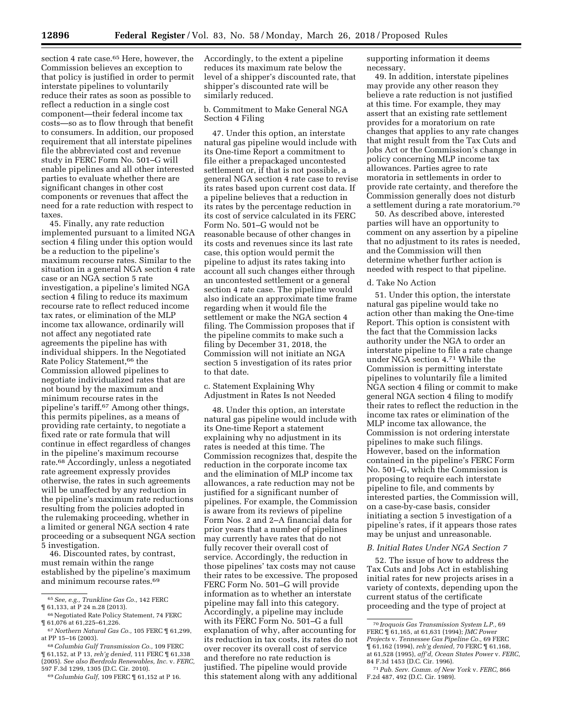section 4 rate case.[65] Here, however, the Commission believes an exception to that policy is justified in order to permit interstate pipelines to voluntarily reduce their rates as soon as possible to reflect a reduction in a single cost component—their federal income tax costs—so as to flow through that benefit to consumers. In addition, our proposed requirement that all interstate pipelines file the abbreviated cost and revenue study in FERC Form No. 501–G will enable pipelines and all other interested parties to evaluate whether there are significant changes in other cost components or revenues that affect the need for a rate reduction with respect to taxes.

45. Finally, any rate reduction implemented pursuant to a limited NGA section 4 filing under this option would be a reduction to the pipeline's maximum recourse rates. Similar to the situation in a general NGA section 4 rate case or an NGA section 5 rate investigation, a pipeline's limited NGA section 4 filing to reduce its maximum recourse rate to reflect reduced income tax rates, or elimination of the MLP income tax allowance, ordinarily will not affect any negotiated rate agreements the pipeline has with individual shippers. In the Negotiated Rate Policy Statement,[66] the Commission allowed pipelines to negotiate individualized rates that are not bound by the maximum and minimum recourse rates in the pipeline's tariff.[67] Among other things, this permits pipelines, as a means of providing rate certainty, to negotiate a fixed rate or rate formula that will continue in effect regardless of changes in the pipeline's maximum recourse rate.[68] Accordingly, unless a negotiated rate agreement expressly provides otherwise, the rates in such agreements will be unaffected by any reduction in the pipeline's maximum rate reductions resulting from the policies adopted in the rulemaking proceeding, whether in a limited or general NGA section 4 rate proceeding or a subsequent NGA section 5 investigation.

46. Discounted rates, by contrast, must remain within the range established by the pipeline's maximum and minimum recourse rates.[69] Accordingly, to the extent a pipeline reduces its maximum rate below the level of a shipper's discounted rate, that shipper's discounted rate will be similarly reduced.

b. Commitment to Make General NGA Section 4 Filing

47. Under this option, an interstate natural gas pipeline would include with its One-time Report a commitment to file either a prepackaged uncontested settlement or, if that is not possible, a general NGA section 4 rate case to revise its rates based upon current cost data. If a pipeline believes that a reduction in its rates by the percentage reduction in its cost of service calculated in its FERC Form No. 501–G would not be reasonable because of other changes in its costs and revenues since its last rate case, this option would permit the pipeline to adjust its rates taking into account all such changes either through an uncontested settlement or a general section 4 rate case. The pipeline would also indicate an approximate time frame regarding when it would file the settlement or make the NGA section 4 filing. The Commission proposes that if the pipeline commits to make such a filing by December 31, 2018, the Commission will not initiate an NGA section 5 investigation of its rates prior to that date.

c. Statement Explaining Why Adjustment in Rates Is not Needed

48. Under this option, an interstate natural gas pipeline would include with its One-time Report a statement explaining why no adjustment in its rates is needed at this time. The Commission recognizes that, despite the reduction in the corporate income tax and the elimination of MLP income tax allowances, a rate reduction may not be justified for a significant number of pipelines. For example, the Commission is aware from its reviews of pipeline Form Nos. 2 and 2–A financial data for prior years that a number of pipelines may currently have rates that do not fully recover their overall cost of service. Accordingly, the reduction in those pipelines' tax costs may not cause their rates to be excessive. The proposed FERC Form No. 501–G will provide information as to whether an interstate pipeline may fall into this category. Accordingly, a pipeline may include with its FERC Form No. 501–G a full explanation of why, after accounting for its reduction in tax costs, its rates do not over recover its overall cost of service and therefore no rate reduction is justified. The pipeline would provide this statement along with any additional supporting information it deems necessary.

49. In addition, interstate pipelines may provide any other reason they believe a rate reduction is not justified at this time. For example, they may assert that an existing rate settlement provides for a moratorium on rate changes that applies to any rate changes that might result from the Tax Cuts and Jobs Act or the Commission's change in policy concerning MLP income tax allowances. Parties agree to rate moratoria in settlements in order to provide rate certainty, and therefore the Commission generally does not disturb a settlement during a rate moratorium.[70]

50. As described above, interested parties will have an opportunity to comment on any assertion by a pipeline that no adjustment to its rates is needed, and the Commission will then determine whether further action is needed with respect to that pipeline.

d. Take No Action

51. Under this option, the interstate natural gas pipeline would take no action other than making the One-time Report. This option is consistent with the fact that the Commission lacks authority under the NGA to order an interstate pipeline to file a rate change under NGA section 4.[71] While the Commission is permitting interstate pipelines to voluntarily file a limited NGA section 4 filing or commit to make general NGA section 4 filing to modify their rates to reflect the reduction in the income tax rates or elimination of the MLP income tax allowance, the Commission is not ordering interstate pipelines to make such filings. However, based on the information contained in the pipeline's FERC Form No. 501–G, which the Commission is proposing to require each interstate pipeline to file, and comments by interested parties, the Commission will, on a case-by-case basis, consider initiating a section 5 investigation of a pipeline's rates, if it appears those rates may be unjust and unreasonable.

### B. Initial Rates Under NGA Section 7

52. The issue of how to address the Tax Cuts and Jobs Act in establishing initial rates for new projects arises in a variety of contexts, depending upon the current status of the certificate proceeding and the type of project at

---

[65] *See, e.g., Trunkline Gas Co.,* 142 FERC ¶ 61,133, at P 24 n.28 (2013).

[66] Negotiated Rate Policy Statement, 74 FERC ¶ 61,076 at 61,225–61,226.

[67] *Northern Natural Gas Co.,* 105 FERC ¶ 61,299, at PP 15–16 (2003).

[68] *Columbia Gulf Transmission Co.,* 109 FERC ¶ 61,152, at P 13, *reh'g denied,* 111 FERC ¶ 61,338 (2005). *See also Iberdrola Renewables, Inc.* v. *FERC,* 597 F.3d 1299, 1305 (D.C. Cir. 2010).

[69] *Columbia Gulf,* 109 FERC ¶ 61,152 at P 16.

[70] *Iroquois Gas Transmission System L.P.,* 69 FERC ¶ 61,165, at 61,631 (1994); *JMC Power Projects* v. *Tennessee Gas Pipeline Co.,* 69 FERC ¶ 61,162 (1994), *reh'g denied,* 70 FERC ¶ 61,168, at 61,528 (1995), *aff'd, Ocean States Power* v. *FERC,* 84 F.3d 1453 (D.C. Cir. 1996).

[71] *Pub. Serv. Comm. of New York* v. *FERC,* 866 F.2d 487, 492 (D.C. Cir. 1989).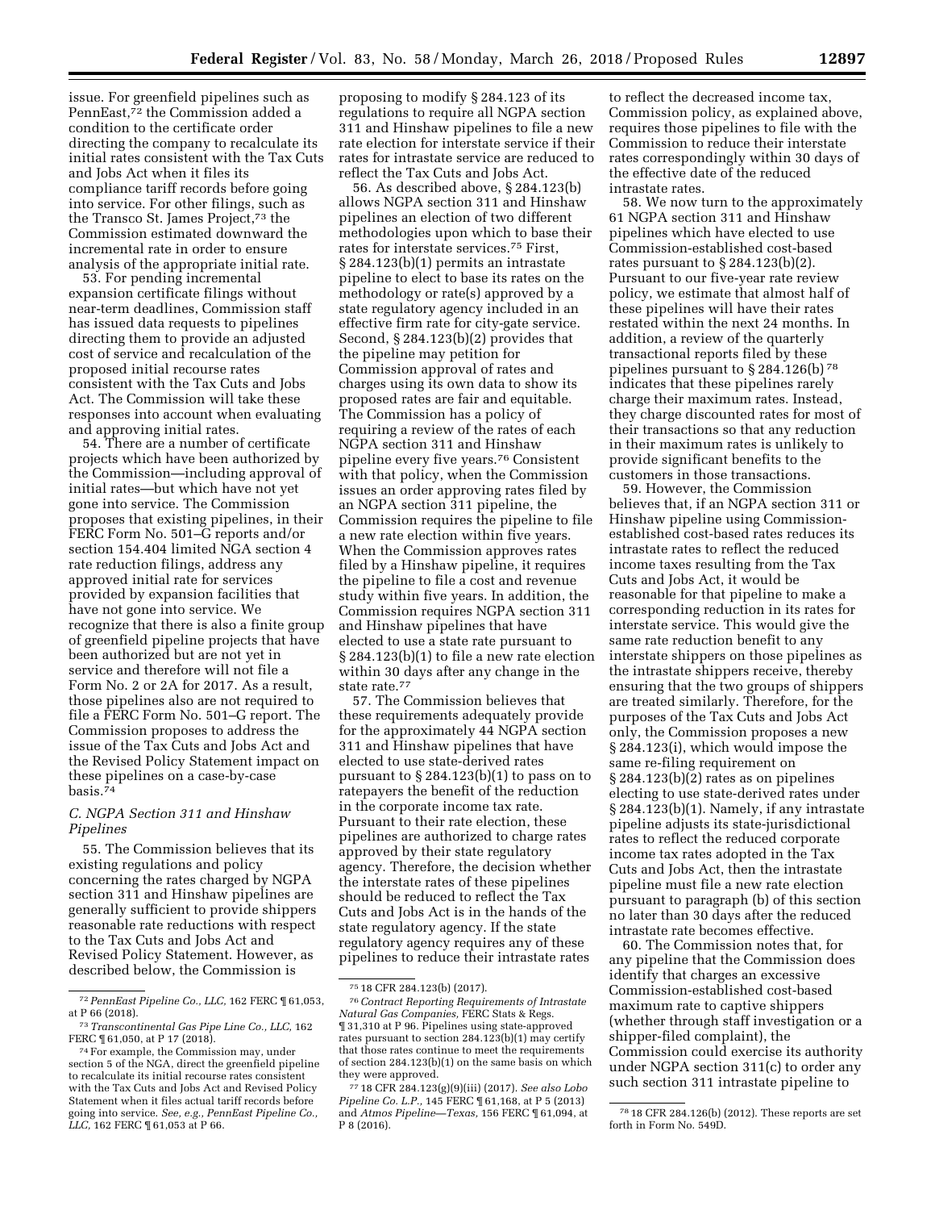issue. For greenfield pipelines such as PennEast,[72] the Commission added a condition to the certificate order directing the company to recalculate its initial rates consistent with the Tax Cuts and Jobs Act when it files its compliance tariff records before going into service. For other filings, such as the Transco St. James Project,[73] the Commission estimated downward the incremental rate in order to ensure analysis of the appropriate initial rate.

53. For pending incremental expansion certificate filings without near-term deadlines, Commission staff has issued data requests to pipelines directing them to provide an adjusted cost of service and recalculation of the proposed initial recourse rates consistent with the Tax Cuts and Jobs Act. The Commission will take these responses into account when evaluating and approving initial rates.

54. There are a number of certificate projects which have been authorized by the Commission—including approval of initial rates—but which have not yet gone into service. The Commission proposes that existing pipelines, in their FERC Form No. 501–G reports and/or section 154.404 limited NGA section 4 rate reduction filings, address any approved initial rate for services provided by expansion facilities that have not gone into service. We recognize that there is also a finite group of greenfield pipeline projects that have been authorized but are not yet in service and therefore will not file a Form No. 2 or 2A for 2017. As a result, those pipelines also are not required to file a FERC Form No. 501–G report. The Commission proposes to address the issue of the Tax Cuts and Jobs Act and the Revised Policy Statement impact on these pipelines on a case-by-case basis.[74]

### C. NGPA Section 311 and Hinshaw Pipelines

55. The Commission believes that its existing regulations and policy concerning the rates charged by NGPA section 311 and Hinshaw pipelines are generally sufficient to provide shippers reasonable rate reductions with respect to the Tax Cuts and Jobs Act and Revised Policy Statement. However, as described below, the Commission is proposing to modify § 284.123 of its regulations to require all NGPA section 311 and Hinshaw pipelines to file a new rate election for interstate service if their rates for intrastate service are reduced to reflect the Tax Cuts and Jobs Act.

56. As described above, § 284.123(b) allows NGPA section 311 and Hinshaw pipelines an election of two different methodologies upon which to base their rates for interstate services.[75] First, § 284.123(b)(1) permits an intrastate pipeline to elect to base its rates on the methodology or rate(s) approved by a state regulatory agency included in an effective firm rate for city-gate service. Second, § 284.123(b)(2) provides that the pipeline may petition for Commission approval of rates and charges using its own data to show its proposed rates are fair and equitable. The Commission has a policy of requiring a review of the rates of each NGPA section 311 and Hinshaw pipeline every five years.[76] Consistent with that policy, when the Commission issues an order approving rates filed by an NGPA section 311 pipeline, the Commission requires the pipeline to file a new rate election within five years. When the Commission approves rates filed by a Hinshaw pipeline, it requires the pipeline to file a cost and revenue study within five years. In addition, the Commission requires NGPA section 311 and Hinshaw pipelines that have elected to use a state rate pursuant to § 284.123(b)(1) to file a new rate election within 30 days after any change in the state rate.[77]

57. The Commission believes that these requirements adequately provide for the approximately 44 NGPA section 311 and Hinshaw pipelines that have elected to use state-derived rates pursuant to § 284.123(b)(1) to pass on to ratepayers the benefit of the reduction in the corporate income tax rate. Pursuant to their rate election, these pipelines are authorized to charge rates approved by their state regulatory agency. Therefore, the decision whether the interstate rates of these pipelines should be reduced to reflect the Tax Cuts and Jobs Act is in the hands of the state regulatory agency. If the state regulatory agency requires any of these pipelines to reduce their intrastate rates to reflect the decreased income tax, Commission policy, as explained above, requires those pipelines to file with the Commission to reduce their interstate rates correspondingly within 30 days of the effective date of the reduced intrastate rates.

58. We now turn to the approximately 61 NGPA section 311 and Hinshaw pipelines which have elected to use Commission-established cost-based rates pursuant to § 284.123(b)(2). Pursuant to our five-year rate review policy, we estimate that almost half of these pipelines will have their rates restated within the next 24 months. In addition, a review of the quarterly transactional reports filed by these pipelines pursuant to § 284.126(b)[78] indicates that these pipelines rarely charge their maximum rates. Instead, they charge discounted rates for most of their transactions so that any reduction in their maximum rates is unlikely to provide significant benefits to the customers in those transactions.

59. However, the Commission believes that, if an NGPA section 311 or Hinshaw pipeline using Commission-established cost-based rates reduces its intrastate rates to reflect the reduced income taxes resulting from the Tax Cuts and Jobs Act, it would be reasonable for that pipeline to make a corresponding reduction in its rates for interstate service. This would give the same rate reduction benefit to any interstate shippers on those pipelines as the intrastate shippers receive, thereby ensuring that the two groups of shippers are treated similarly. Therefore, for the purposes of the Tax Cuts and Jobs Act only, the Commission proposes a new § 284.123(i), which would impose the same re-filing requirement on § 284.123(b)(2) rates as on pipelines electing to use state-derived rates under § 284.123(b)(1). Namely, if any intrastate pipeline adjusts its state-jurisdictional rates to reflect the reduced corporate income tax rates adopted in the Tax Cuts and Jobs Act, then the intrastate pipeline must file a new rate election pursuant to paragraph (b) of this section no later than 30 days after the reduced intrastate rate becomes effective.

60. The Commission notes that, for any pipeline that the Commission does identify that charges an excessive Commission-established cost-based maximum rate to captive shippers (whether through staff investigation or a shipper-filed complaint), the Commission could exercise its authority under NGPA section 311(c) to order any such section 311 intrastate pipeline to

---

[72] *PennEast Pipeline Co., LLC,* 162 FERC ¶ 61,053, at P 66 (2018).

[73] *Transcontinental Gas Pipe Line Co., LLC,* 162 FERC ¶ 61,050, at P 17 (2018).

[74] For example, the Commission may, under section 5 of the NGA, direct the greenfield pipeline to recalculate its initial recourse rates consistent with the Tax Cuts and Jobs Act and Revised Policy Statement when it files actual tariff records before going into service. *See, e.g., PennEast Pipeline Co., LLC,* 162 FERC ¶ 61,053 at P 66.

[75] 18 CFR 284.123(b) (2017).

[76] *Contract Reporting Requirements of Intrastate Natural Gas Companies,* FERC Stats & Regs. ¶ 31,310 at P 96. Pipelines using state-approved rates pursuant to section 284.123(b)(1) may certify that those rates continue to meet the requirements of section 284.123(b)(1) on the same basis on which they were approved.

[77] 18 CFR 284.123(g)(9)(iii) (2017). *See also Lobo Pipeline Co. L.P.,* 145 FERC ¶ 61,168, at P 5 (2013) and *Atmos Pipeline—Texas,* 156 FERC ¶ 61,094, at P 8 (2016).

[78] 18 CFR 284.126(b) (2012). These reports are set forth in Form No. 549D.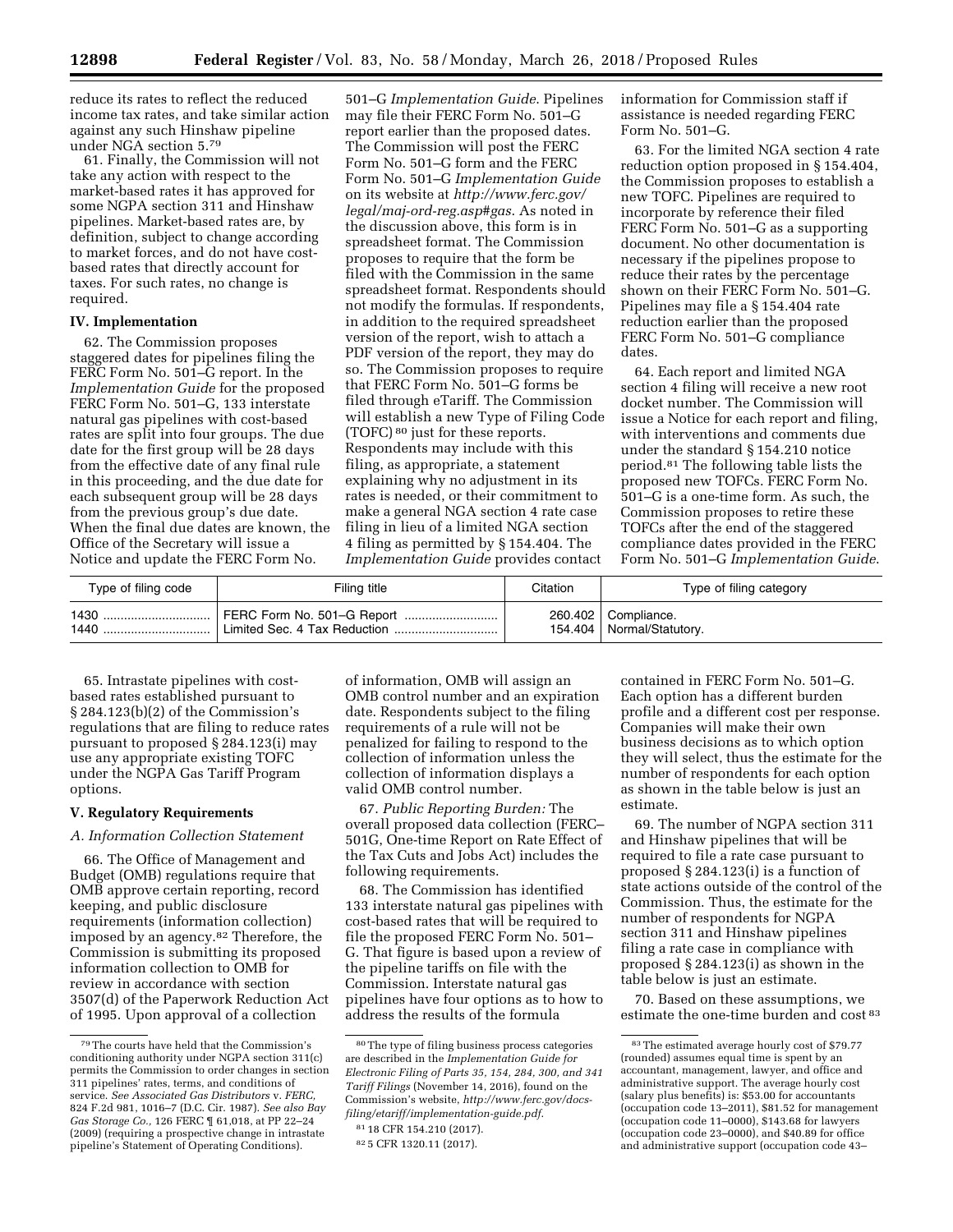reduce its rates to reflect the reduced income tax rates, and take similar action against any such Hinshaw pipeline under NGA section 5.[79]

61. Finally, the Commission will not take any action with respect to the market-based rates it has approved for some NGPA section 311 and Hinshaw pipelines. Market-based rates are, by definition, subject to change according to market forces, and do not have cost-based rates that directly account for taxes. For such rates, no change is required.

## IV. Implementation

62. The Commission proposes staggered dates for pipelines filing the FERC Form No. 501–G report. In the *Implementation Guide* for the proposed FERC Form No. 501–G, 133 interstate natural gas pipelines with cost-based rates are split into four groups. The due date for the first group will be 28 days from the effective date of any final rule in this proceeding, and the due date for each subsequent group will be 28 days from the previous group's due date. When the final due dates are known, the Office of the Secretary will issue a Notice and update the FERC Form No. 501–G *Implementation Guide*. Pipelines may file their FERC Form No. 501–G report earlier than the proposed dates. The Commission will post the FERC Form No. 501–G form and the FERC Form No. 501–G *Implementation Guide* on its website at *http://www.ferc.gov/legal/maj-ord-reg.asp#gas*. As noted in the discussion above, this form is in spreadsheet format. The Commission proposes to require that the form be filed with the Commission in the same spreadsheet format. Respondents should not modify the formulas. If respondents, in addition to the required spreadsheet version of the report, wish to attach a PDF version of the report, they may do so. The Commission proposes to require that FERC Form No. 501–G forms be filed through eTariff. The Commission will establish a new Type of Filing Code (TOFC)[80] just for these reports. Respondents may include with this filing, as appropriate, a statement explaining why no adjustment in its rates is needed, or their commitment to make a general NGA section 4 rate case filing in lieu of a limited NGA section 4 filing as permitted by § 154.404. The *Implementation Guide* provides contact information for Commission staff if assistance is needed regarding FERC Form No. 501–G.

63. For the limited NGA section 4 rate reduction option proposed in § 154.404, the Commission proposes to establish a new TOFC. Pipelines are required to incorporate by reference their filed FERC Form No. 501–G as a supporting document. No other documentation is necessary if the pipelines propose to reduce their rates by the percentage shown on their FERC Form No. 501–G. Pipelines may file a § 154.404 rate reduction earlier than the proposed FERC Form No. 501–G compliance dates.

64. Each report and limited NGA section 4 filing will receive a new root docket number. The Commission will issue a Notice for each report and filing, with interventions and comments due under the standard § 154.210 notice period.[81] The following table lists the proposed new TOFCs. FERC Form No. 501–G is a one-time form. As such, the Commission proposes to retire these TOFCs after the end of the staggered compliance dates provided in the FERC Form No. 501–G *Implementation Guide*.

| Type of filing code | Filing title | Citation | Type of filing category |
|---|---|---|---|
| 1430 | FERC Form No. 501–G Report | 260.402 | Compliance. |
| 1440 | Limited Sec. 4 Tax Reduction | 154.404 | Normal/Statutory. |

65. Intrastate pipelines with cost-based rates established pursuant to § 284.123(b)(2) of the Commission's regulations that are filing to reduce rates pursuant to proposed § 284.123(i) may use any appropriate existing TOFC under the NGPA Gas Tariff Program options.

## V. Regulatory Requirements

### A. Information Collection Statement

66. The Office of Management and Budget (OMB) regulations require that OMB approve certain reporting, record keeping, and public disclosure requirements (information collection) imposed by an agency.[82] Therefore, the Commission is submitting its proposed information collection to OMB for review in accordance with section 3507(d) of the Paperwork Reduction Act of 1995. Upon approval of a collection of information, OMB will assign an OMB control number and an expiration date. Respondents subject to the filing requirements of a rule will not be penalized for failing to respond to the collection of information unless the collection of information displays a valid OMB control number.

67. *Public Reporting Burden:* The overall proposed data collection (FERC–501G, One-time Report on Rate Effect of the Tax Cuts and Jobs Act) includes the following requirements.

68. The Commission has identified 133 interstate natural gas pipelines with cost-based rates that will be required to file the proposed FERC Form No. 501–G. That figure is based upon a review of the pipeline tariffs on file with the Commission. Interstate natural gas pipelines have four options as to how to address the results of the formula contained in FERC Form No. 501–G. Each option has a different burden profile and a different cost per response. Companies will make their own business decisions as to which option they will select, thus the estimate for the number of respondents for each option as shown in the table below is just an estimate.

69. The number of NGPA section 311 and Hinshaw pipelines that will be required to file a rate case pursuant to proposed § 284.123(i) is a function of state actions outside of the control of the Commission. Thus, the estimate for the number of respondents for NGPA section 311 and Hinshaw pipelines filing a rate case in compliance with proposed § 284.123(i) as shown in the table below is just an estimate.

70. Based on these assumptions, we estimate the one-time burden and cost[83]

---

[79] The courts have held that the Commission's conditioning authority under NGPA section 311(c) permits the Commission to order changes in section 311 pipelines' rates, terms, and conditions of service. *See Associated Gas Distributors* v. *FERC,* 824 F.2d 981, 1016–7 (D.C. Cir. 1987). *See also Bay Gas Storage Co.,* 126 FERC ¶ 61,018, at PP 22–24 (2009) (requiring a prospective change in intrastate pipeline's Statement of Operating Conditions).

[80] The type of filing business process categories are described in the *Implementation Guide for Electronic Filing of Parts 35, 154, 284, 300, and 341 Tariff Filings* (November 14, 2016), found on the Commission's website, *http://www.ferc.gov/docs-filing/etariff/implementation-guide.pdf*.

[81] 18 CFR 154.210 (2017).

[82] 5 CFR 1320.11 (2017).

[83] The estimated average hourly cost of $79.77 (rounded) assumes equal time is spent by an accountant, management, lawyer, and office and administrative support. The average hourly cost (salary plus benefits) is: $53.00 for accountants (occupation code 13–2011), $81.52 for management (occupation code 11–0000), $143.68 for lawyers (occupation code 23–0000), and $40.89 for office and administrative support (occupation code 43–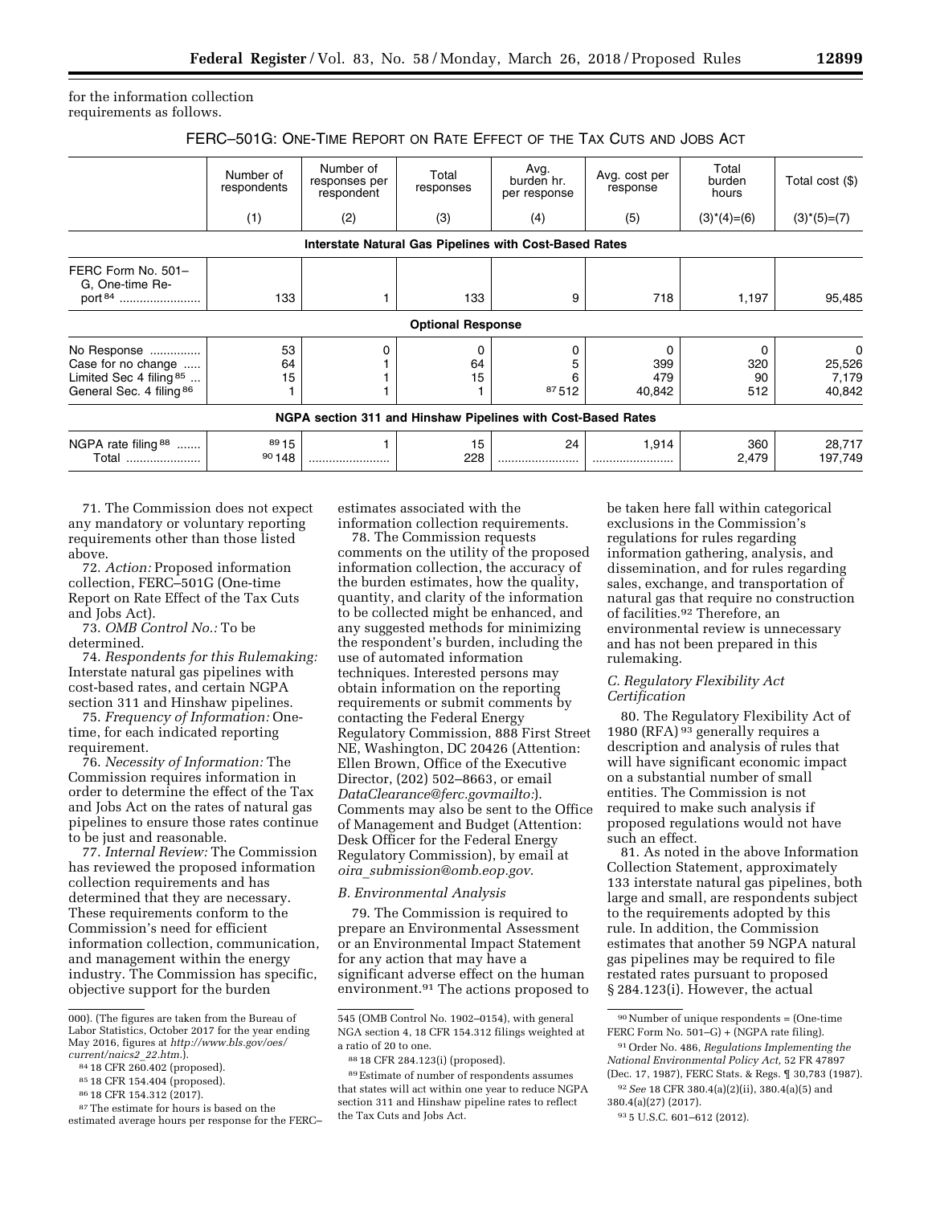for the information collection requirements as follows.

FERC–501G: ONE-TIME REPORT ON RATE EFFECT OF THE TAX CUTS AND JOBS ACT

| | Number of respondents | Number of responses per respondent | Total responses | Avg. burden hr. per response | Avg. cost per response | Total burden hours | Total cost ($) |
|---|---|---|---|---|---|---|---|
| | (1) | (2) | (3) | (4) | (5) | (3)*(4)=(6) | (3)*(5)=(7) |
| **Interstate Natural Gas Pipelines with Cost-Based Rates** | | | | | | | |
| FERC Form No. 501–G, One-time Report [84] | 133 | 1 | 133 | 9 | 718 | 1,197 | 95,485 |
| **Optional Response** | | | | | | | |
| No Response | 53 | 0 | 0 | 0 | 0 | 0 | 0 |
| Case for no change | 64 | 1 | 64 | 5 | 399 | 320 | 25,526 |
| Limited Sec 4 filing [85] | 15 | 1 | 15 | 6 | 479 | 90 | 7,179 |
| General Sec. 4 filing [86] | 1 | 1 | 1 | [87] 512 | 40,842 | 512 | 40,842 |
| **NGPA section 311 and Hinshaw Pipelines with Cost-Based Rates** | | | | | | | |
| NGPA rate filing [88] | [89] 15 | 1 | 15 | 24 | 1,914 | 360 | 28,717 |
| Total | [90] 148 | | 228 | | | 2,479 | 197,749 |

71. The Commission does not expect any mandatory or voluntary reporting requirements other than those listed above.

72. *Action:* Proposed information collection, FERC–501G (One-time Report on Rate Effect of the Tax Cuts and Jobs Act).

73. *OMB Control No.:* To be determined.

74. *Respondents for this Rulemaking:* Interstate natural gas pipelines with cost-based rates, and certain NGPA section 311 and Hinshaw pipelines.

75. *Frequency of Information:* One-time, for each indicated reporting requirement.

76. *Necessity of Information:* The Commission requires information in order to determine the effect of the Tax and Jobs Act on the rates of natural gas pipelines to ensure those rates continue to be just and reasonable.

77. *Internal Review:* The Commission has reviewed the proposed information collection requirements and has determined that they are necessary. These requirements conform to the Commission's need for efficient information collection, communication, and management within the energy industry. The Commission has specific, objective support for the burden estimates associated with the information collection requirements.

78. The Commission requests comments on the utility of the proposed information collection, the accuracy of the burden estimates, how the quality, quantity, and clarity of the information to be collected might be enhanced, and any suggested methods for minimizing the respondent's burden, including the use of automated information techniques. Interested persons may obtain information on the reporting requirements or submit comments by contacting the Federal Energy Regulatory Commission, 888 First Street NE, Washington, DC 20426 (Attention: Ellen Brown, Office of the Executive Director, (202) 502–8663, or email *DataClearance@ferc.govmailto:*). Comments may also be sent to the Office of Management and Budget (Attention: Desk Officer for the Federal Energy Regulatory Commission), by email at *oira_submission@omb.eop.gov*.

### B. Environmental Analysis

79. The Commission is required to prepare an Environmental Assessment or an Environmental Impact Statement for any action that may have a significant adverse effect on the human environment.[91] The actions proposed to be taken here fall within categorical exclusions in the Commission's regulations for rules regarding information gathering, analysis, and dissemination, and for rules regarding sales, exchange, and transportation of natural gas that require no construction of facilities.[92] Therefore, an environmental review is unnecessary and has not been prepared in this rulemaking.

### C. Regulatory Flexibility Act Certification

80. The Regulatory Flexibility Act of 1980 (RFA)[93] generally requires a description and analysis of rules that will have significant economic impact on a substantial number of small entities. The Commission is not required to make such analysis if proposed regulations would not have such an effect.

81. As noted in the above Information Collection Statement, approximately 133 interstate natural gas pipelines, both large and small, are respondents subject to the requirements adopted by this rule. In addition, the Commission estimates that another 59 NGPA natural gas pipelines may be required to file restated rates pursuant to proposed § 284.123(i). However, the actual

---

000). (The figures are taken from the Bureau of Labor Statistics, October 2017 for the year ending May 2016, figures at *http://www.bls.gov/oes/current/naics2_22.htm*.).

[84] 18 CFR 260.402 (proposed).

[85] 18 CFR 154.404 (proposed).

[86] 18 CFR 154.312 (2017).

[87] The estimate for hours is based on the estimated average hours per response for the FERC–545 (OMB Control No. 1902–0154), with general NGA section 4, 18 CFR 154.312 filings weighted at a ratio of 20 to one.

[88] 18 CFR 284.123(i) (proposed).

[89] Estimate of number of respondents assumes that states will act within one year to reduce NGPA section 311 and Hinshaw pipeline rates to reflect the Tax Cuts and Jobs Act.

[90] Number of unique respondents = (One-time FERC Form No. 501–G) + (NGPA rate filing).

[91] Order No. 486, *Regulations Implementing the National Environmental Policy Act,* 52 FR 47897 (Dec. 17, 1987), FERC Stats. & Regs. ¶ 30,783 (1987).

[92] *See* 18 CFR 380.4(a)(2)(ii), 380.4(a)(5) and 380.4(a)(27) (2017).

[93] 5 U.S.C. 601–612 (2012).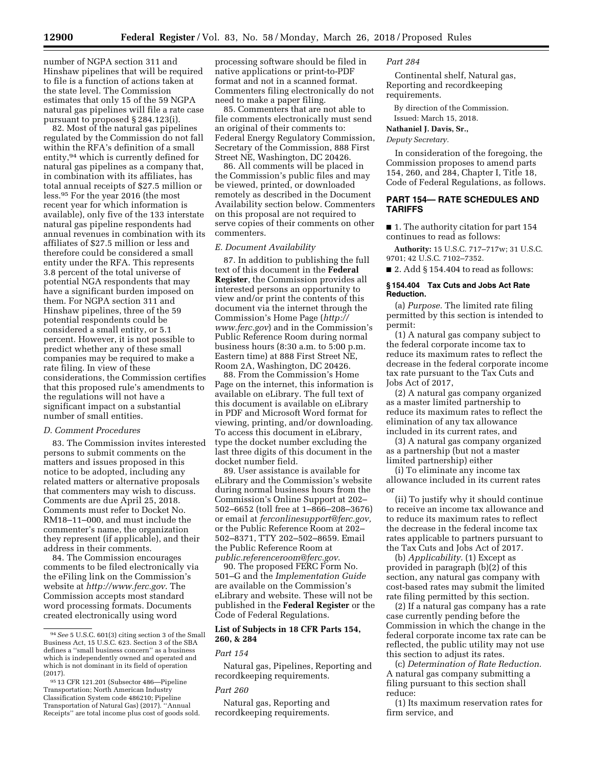number of NGPA section 311 and Hinshaw pipelines that will be required to file is a function of actions taken at the state level. The Commission estimates that only 15 of the 59 NGPA natural gas pipelines will file a rate case pursuant to proposed § 284.123(i).

82. Most of the natural gas pipelines regulated by the Commission do not fall within the RFA's definition of a small entity,[94] which is currently defined for natural gas pipelines as a company that, in combination with its affiliates, has total annual receipts of $27.5 million or less.[95] For the year 2016 (the most recent year for which information is available), only five of the 133 interstate natural gas pipeline respondents had annual revenues in combination with its affiliates of $27.5 million or less and therefore could be considered a small entity under the RFA. This represents 3.8 percent of the total universe of potential NGA respondents that may have a significant burden imposed on them. For NGPA section 311 and Hinshaw pipelines, three of the 59 potential respondents could be considered a small entity, or 5.1 percent. However, it is not possible to predict whether any of these small companies may be required to make a rate filing. In view of these considerations, the Commission certifies that this proposed rule's amendments to the regulations will not have a significant impact on a substantial number of small entities.

### D. Comment Procedures

83. The Commission invites interested persons to submit comments on the matters and issues proposed in this notice to be adopted, including any related matters or alternative proposals that commenters may wish to discuss. Comments are due April 25, 2018. Comments must refer to Docket No. RM18–11–000, and must include the commenter's name, the organization they represent (if applicable), and their address in their comments.

84. The Commission encourages comments to be filed electronically via the eFiling link on the Commission's website at *http://www.ferc.gov*. The Commission accepts most standard word processing formats. Documents created electronically using word processing software should be filed in native applications or print-to-PDF format and not in a scanned format. Commenters filing electronically do not need to make a paper filing.

85. Commenters that are not able to file comments electronically must send an original of their comments to: Federal Energy Regulatory Commission, Secretary of the Commission, 888 First Street NE, Washington, DC 20426.

86. All comments will be placed in the Commission's public files and may be viewed, printed, or downloaded remotely as described in the Document Availability section below. Commenters on this proposal are not required to serve copies of their comments on other commenters.

### E. Document Availability

87. In addition to publishing the full text of this document in the **Federal Register**, the Commission provides all interested persons an opportunity to view and/or print the contents of this document via the internet through the Commission's Home Page (*http://www.ferc.gov*) and in the Commission's Public Reference Room during normal business hours (8:30 a.m. to 5:00 p.m. Eastern time) at 888 First Street NE, Room 2A, Washington, DC 20426.

88. From the Commission's Home Page on the internet, this information is available on eLibrary. The full text of this document is available on eLibrary in PDF and Microsoft Word format for viewing, printing, and/or downloading. To access this document in eLibrary, type the docket number excluding the last three digits of this document in the docket number field.

89. User assistance is available for eLibrary and the Commission's website during normal business hours from the Commission's Online Support at 202–502–6652 (toll free at 1–866–208–3676) or email at *ferconlinesupport@ferc.gov,* or the Public Reference Room at 202–502–8371, TTY 202–502–8659. Email the Public Reference Room at *public.referenceroom@ferc.gov*.

90. The proposed FERC Form No. 501–G and the *Implementation Guide* are available on the Commission's eLibrary and website. These will not be published in the **Federal Register** or the Code of Federal Regulations.

### List of Subjects in 18 CFR Parts 154, 260, & 284

*Part 154*

Natural gas, Pipelines, Reporting and recordkeeping requirements.

*Part 260*

Natural gas, Reporting and recordkeeping requirements.

*Part 284*

Continental shelf, Natural gas, Reporting and recordkeeping requirements.

By direction of the Commission.

Issued: March 15, 2018.

**Nathaniel J. Davis, Sr.,**

*Deputy Secretary.*

In consideration of the foregoing, the Commission proposes to amend parts 154, 260, and 284, Chapter I, Title 18, Code of Federal Regulations, as follows.

## PART 154— RATE SCHEDULES AND TARIFFS

■ 1. The authority citation for part 154 continues to read as follows:

**Authority:** 15 U.S.C. 717–717w; 31 U.S.C. 9701; 42 U.S.C. 7102–7352.

■ 2. Add § 154.404 to read as follows:

**§ 154.404 Tax Cuts and Jobs Act Rate Reduction.**

(a) *Purpose.* The limited rate filing permitted by this section is intended to permit:

(1) A natural gas company subject to the federal corporate income tax to reduce its maximum rates to reflect the decrease in the federal corporate income tax rate pursuant to the Tax Cuts and Jobs Act of 2017,

(2) A natural gas company organized as a master limited partnership to reduce its maximum rates to reflect the elimination of any tax allowance included in its current rates, and

(3) A natural gas company organized as a partnership (but not a master limited partnership) either

(i) To eliminate any income tax allowance included in its current rates or

(ii) To justify why it should continue to receive an income tax allowance and to reduce its maximum rates to reflect the decrease in the federal income tax rates applicable to partners pursuant to the Tax Cuts and Jobs Act of 2017.

(b) *Applicability.* (1) Except as provided in paragraph (b)(2) of this section, any natural gas company with cost-based rates may submit the limited rate filing permitted by this section.

(2) If a natural gas company has a rate case currently pending before the Commission in which the change in the federal corporate income tax rate can be reflected, the public utility may not use this section to adjust its rates.

(c) *Determination of Rate Reduction.* A natural gas company submitting a filing pursuant to this section shall reduce:

(1) Its maximum reservation rates for firm service, and

---

[94] *See* 5 U.S.C. 601(3) citing section 3 of the Small Business Act, 15 U.S.C. 623. Section 3 of the SBA defines a ''small business concern'' as a business which is independently owned and operated and which is not dominant in its field of operation (2017).

[95] 13 CFR 121.201 (Subsector 486—Pipeline Transportation; North American Industry Classification System code 486210; Pipeline Transportation of Natural Gas) (2017). ''Annual Receipts'' are total income plus cost of goods sold.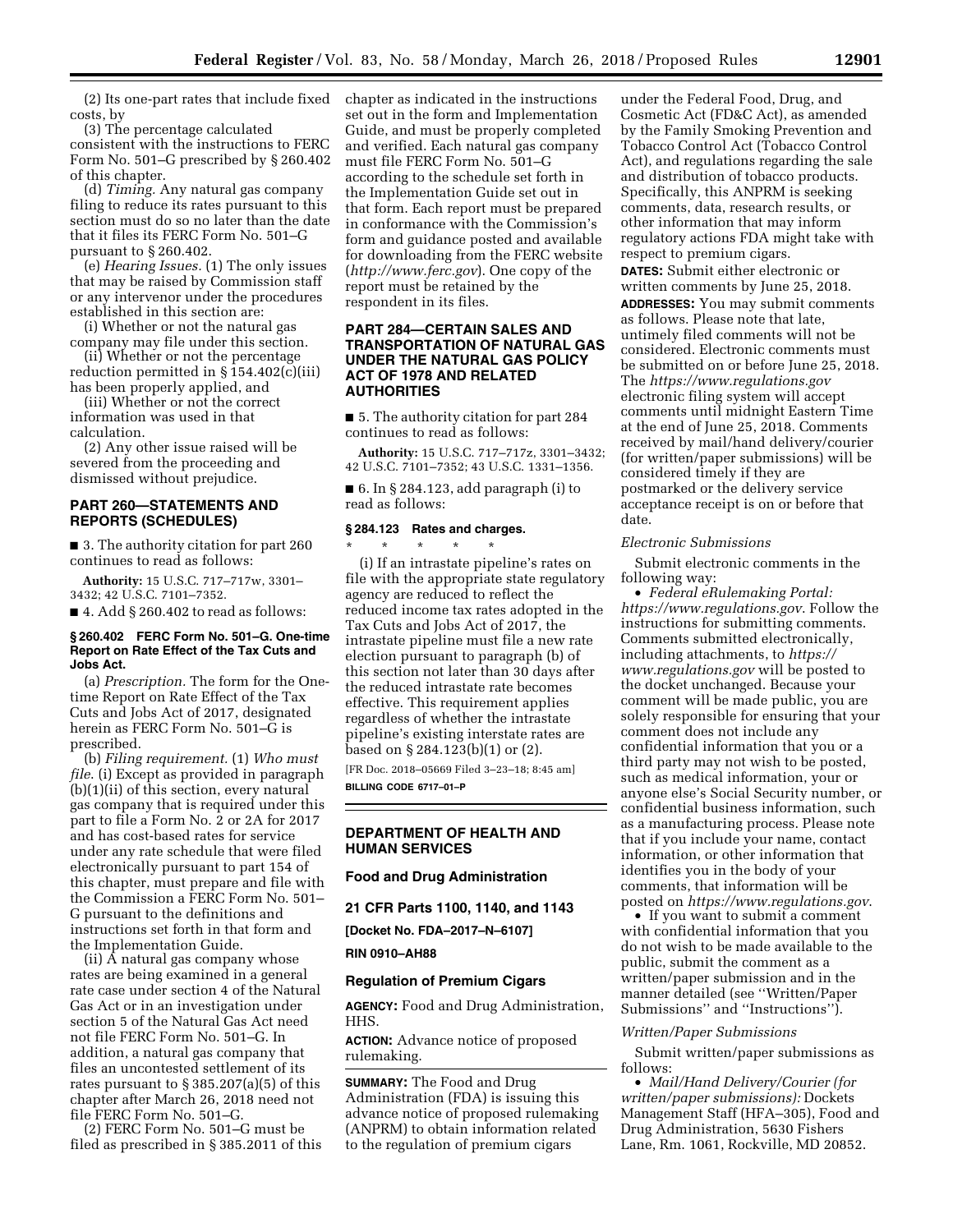(2) Its one-part rates that include fixed costs, by

(3) The percentage calculated consistent with the instructions to FERC Form No. 501–G prescribed by § 260.402 of this chapter.

(d) *Timing.* Any natural gas company filing to reduce its rates pursuant to this section must do so no later than the date that it files its FERC Form No. 501–G pursuant to § 260.402.

(e) *Hearing Issues.* (1) The only issues that may be raised by Commission staff or any intervenor under the procedures established in this section are:

(i) Whether or not the natural gas company may file under this section.

(ii) Whether or not the percentage reduction permitted in § 154.402(c)(iii) has been properly applied, and

(iii) Whether or not the correct information was used in that calculation.

(2) Any other issue raised will be severed from the proceeding and dismissed without prejudice.

## PART 260—STATEMENTS AND REPORTS (SCHEDULES)

■ 3. The authority citation for part 260 continues to read as follows:

**Authority:** 15 U.S.C. 717–717w, 3301–3432; 42 U.S.C. 7101–7352.

■ 4. Add § 260.402 to read as follows:

### § 260.402 FERC Form No. 501–G. One-time Report on Rate Effect of the Tax Cuts and Jobs Act.

(a) *Prescription.* The form for the One-time Report on Rate Effect of the Tax Cuts and Jobs Act of 2017, designated herein as FERC Form No. 501–G is prescribed.

(b) *Filing requirement.* (1) *Who must file.* (i) Except as provided in paragraph (b)(1)(ii) of this section, every natural gas company that is required under this part to file a Form No. 2 or 2A for 2017 and has cost-based rates for service under any rate schedule that were filed electronically pursuant to part 154 of this chapter, must prepare and file with the Commission a FERC Form No. 501–G pursuant to the definitions and instructions set forth in that form and the Implementation Guide.

(ii) A natural gas company whose rates are being examined in a general rate case under section 4 of the Natural Gas Act or in an investigation under section 5 of the Natural Gas Act need not file FERC Form No. 501–G. In addition, a natural gas company that files an uncontested settlement of its rates pursuant to § 385.207(a)(5) of this chapter after March 26, 2018 need not file FERC Form No. 501–G.

(2) FERC Form No. 501–G must be filed as prescribed in § 385.2011 of this chapter as indicated in the instructions set out in the form and Implementation Guide, and must be properly completed and verified. Each natural gas company must file FERC Form No. 501–G according to the schedule set forth in the Implementation Guide set out in that form. Each report must be prepared in conformance with the Commission's form and guidance posted and available for downloading from the FERC website (*http://www.ferc.gov*). One copy of the report must be retained by the respondent in its files.

## PART 284—CERTAIN SALES AND TRANSPORTATION OF NATURAL GAS UNDER THE NATURAL GAS POLICY ACT OF 1978 AND RELATED AUTHORITIES

■ 5. The authority citation for part 284 continues to read as follows:

**Authority:** 15 U.S.C. 717–717z, 3301–3432; 42 U.S.C. 7101–7352; 43 U.S.C. 1331–1356.

■ 6. In § 284.123, add paragraph (i) to read as follows:

### § 284.123 Rates and charges.

\* \* \* \* \*

(i) If an intrastate pipeline's rates on file with the appropriate state regulatory agency are reduced to reflect the reduced income tax rates adopted in the Tax Cuts and Jobs Act of 2017, the intrastate pipeline must file a new rate election pursuant to paragraph (b) of this section not later than 30 days after the reduced intrastate rate becomes effective. This requirement applies regardless of whether the intrastate pipeline's existing interstate rates are based on § 284.123(b)(1) or (2).

[FR Doc. 2018–05669 Filed 3–23–18; 8:45 am]

**BILLING CODE 6717–01–P**

## DEPARTMENT OF HEALTH AND HUMAN SERVICES

### Food and Drug Administration

### 21 CFR Parts 1100, 1140, and 1143

**[Docket No. FDA–2017–N–6107]**

**RIN 0910–AH88**

### Regulation of Premium Cigars

**AGENCY:** Food and Drug Administration, HHS.

**ACTION:** Advance notice of proposed rulemaking.

**SUMMARY:** The Food and Drug Administration (FDA) is issuing this advance notice of proposed rulemaking (ANPRM) to obtain information related to the regulation of premium cigars under the Federal Food, Drug, and Cosmetic Act (FD&C Act), as amended by the Family Smoking Prevention and Tobacco Control Act (Tobacco Control Act), and regulations regarding the sale and distribution of tobacco products. Specifically, this ANPRM is seeking comments, data, research results, or other information that may inform regulatory actions FDA might take with respect to premium cigars.

**DATES:** Submit either electronic or written comments by June 25, 2018.

**ADDRESSES:** You may submit comments as follows. Please note that late, untimely filed comments will not be considered. Electronic comments must be submitted on or before June 25, 2018. The *https://www.regulations.gov* electronic filing system will accept comments until midnight Eastern Time at the end of June 25, 2018. Comments received by mail/hand delivery/courier (for written/paper submissions) will be considered timely if they are postmarked or the delivery service acceptance receipt is on or before that date.

*Electronic Submissions*

Submit electronic comments in the following way:

- *Federal eRulemaking Portal: https://www.regulations.gov*. Follow the instructions for submitting comments. Comments submitted electronically, including attachments, to *https://www.regulations.gov* will be posted to the docket unchanged. Because your comment will be made public, you are solely responsible for ensuring that your comment does not include any confidential information that you or a third party may not wish to be posted, such as medical information, your or anyone else's Social Security number, or confidential business information, such as a manufacturing process. Please note that if you include your name, contact information, or other information that identifies you in the body of your comments, that information will be posted on *https://www.regulations.gov*.
- If you want to submit a comment with confidential information that you do not wish to be made available to the public, submit the comment as a written/paper submission and in the manner detailed (see ''Written/Paper Submissions'' and ''Instructions'').

*Written/Paper Submissions*

Submit written/paper submissions as follows:

- *Mail/Hand Delivery/Courier (for written/paper submissions):* Dockets Management Staff (HFA–305), Food and Drug Administration, 5630 Fishers Lane, Rm. 1061, Rockville, MD 20852.